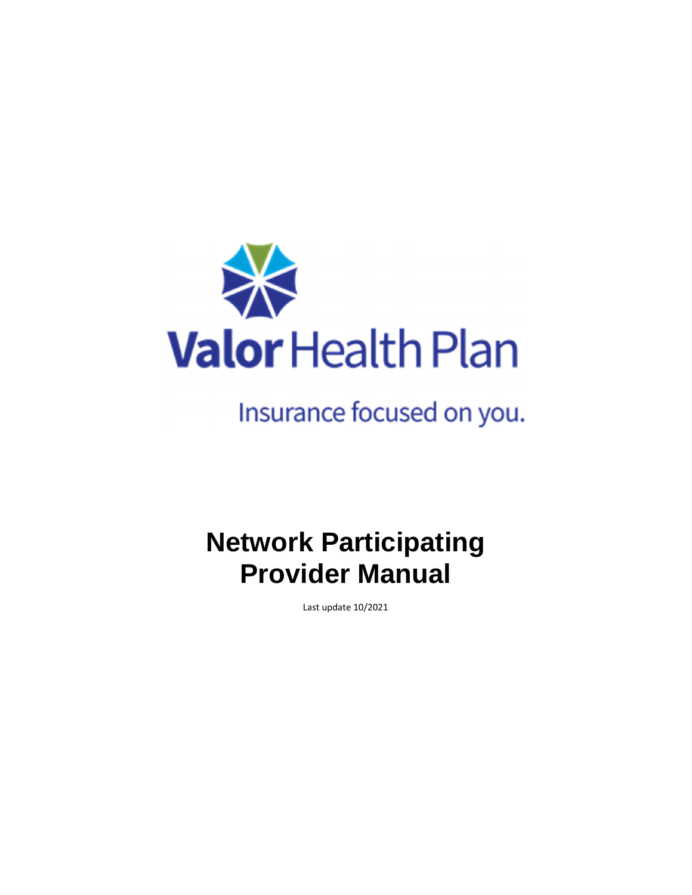Valor Health Plan

Insurance focused on you.

# Network Participating Provider Manual

Last update 10/2021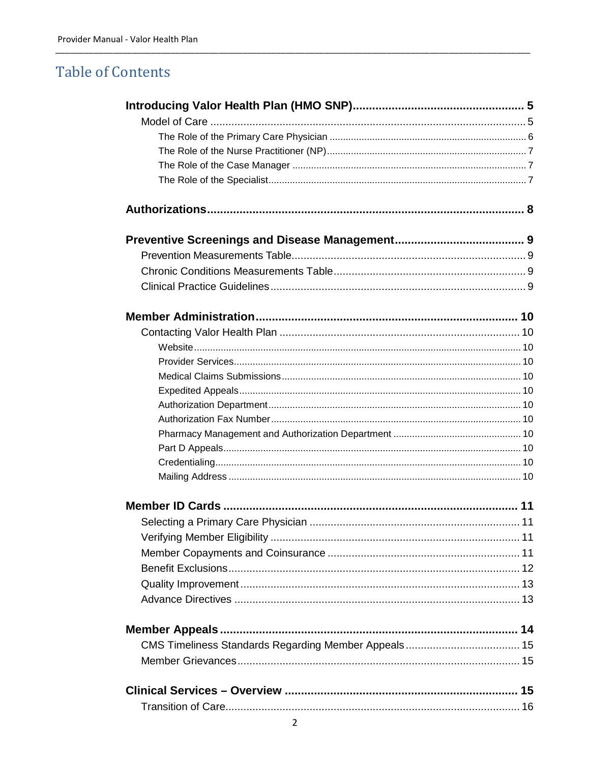# Table of Contents

**Introducing Valor Health Plan (HMO SNP).................................................... 5**

- Model of Care ........................................................................................................ 5
  - The Role of the Primary Care Physician ......................................................................... 6
  - The Role of the Nurse Practitioner (NP).......................................................................... 7
  - The Role of the Case Manager ....................................................................................... 7
  - The Role of the Specialist................................................................................................ 7

**Authorizations................................................................................................. 8**

**Preventive Screenings and Disease Management....................................... 9**

- Prevention Measurements Table............................................................................. 9
- Chronic Conditions Measurements Table............................................................... 9
- Clinical Practice Guidelines..................................................................................... 9

**Member Administration................................................................................ 10**

- Contacting Valor Health Plan ................................................................................ 10
  - Website........................................................................................................................ 10
  - Provider Services.......................................................................................................... 10
  - Medical Claims Submissions........................................................................................ 10
  - Expedited Appeals........................................................................................................ 10
  - Authorization Department............................................................................................. 10
  - Authorization Fax Number............................................................................................ 10
  - Pharmacy Management and Authorization Department ............................................... 10
  - Part D Appeals.............................................................................................................. 10
  - Credentialing................................................................................................................. 10
  - Mailing Address ............................................................................................................ 10

**Member ID Cards .......................................................................................... 11**

- Selecting a Primary Care Physician ..................................................................... 11
- Verifying Member Eligibility .................................................................................. 11
- Member Copayments and Coinsurance ............................................................... 11
- Benefit Exclusions................................................................................................ 12
- Quality Improvement............................................................................................ 13
- Advance Directives .............................................................................................. 13

**Member Appeals ........................................................................................... 14**

- CMS Timeliness Standards Regarding Member Appeals...................................... 15
- Member Grievances.............................................................................................. 15

**Clinical Services – Overview ...................................................................... 15**

- Transition of Care.................................................................................................. 16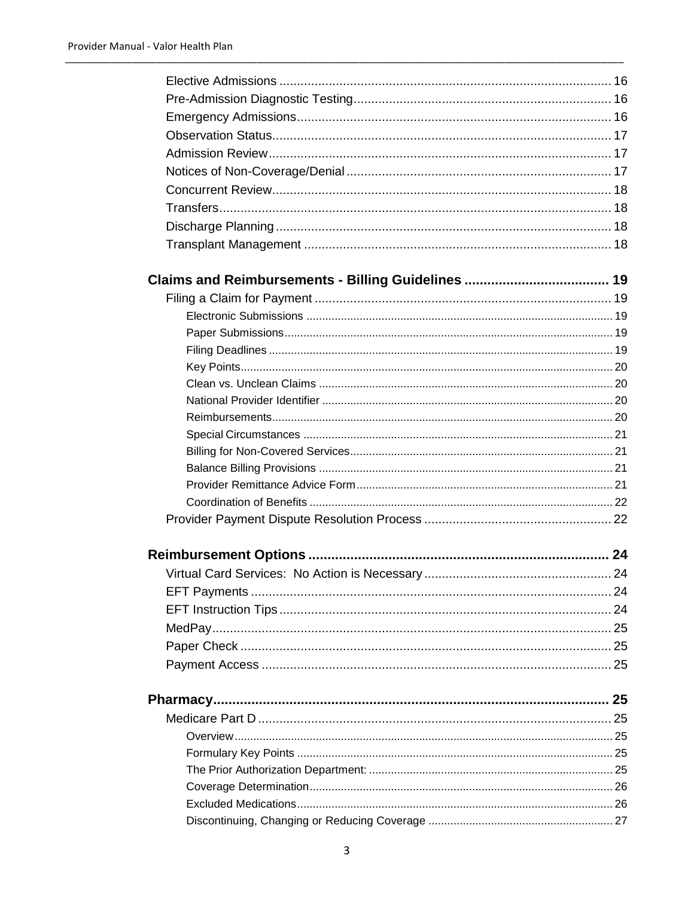- Elective Admissions ... 16
- Pre-Admission Diagnostic Testing ... 16
- Emergency Admissions ... 16
- Observation Status ... 17
- Admission Review ... 17
- Notices of Non-Coverage/Denial ... 17
- Concurrent Review ... 18
- Transfers ... 18
- Discharge Planning ... 18
- Transplant Management ... 18

**Claims and Reimbursements - Billing Guidelines ... 19**

- Filing a Claim for Payment ... 19
  - Electronic Submissions ... 19
  - Paper Submissions ... 19
  - Filing Deadlines ... 19
  - Key Points ... 20
  - Clean vs. Unclean Claims ... 20
  - National Provider Identifier ... 20
  - Reimbursements ... 20
  - Special Circumstances ... 21
  - Billing for Non-Covered Services ... 21
  - Balance Billing Provisions ... 21
  - Provider Remittance Advice Form ... 21
  - Coordination of Benefits ... 22
- Provider Payment Dispute Resolution Process ... 22

**Reimbursement Options ... 24**

- Virtual Card Services: No Action is Necessary ... 24
- EFT Payments ... 24
- EFT Instruction Tips ... 24
- MedPay ... 25
- Paper Check ... 25
- Payment Access ... 25

**Pharmacy ... 25**

- Medicare Part D ... 25
  - Overview ... 25
  - Formulary Key Points ... 25
  - The Prior Authorization Department: ... 25
  - Coverage Determination ... 26
  - Excluded Medications ... 26
  - Discontinuing, Changing or Reducing Coverage ... 27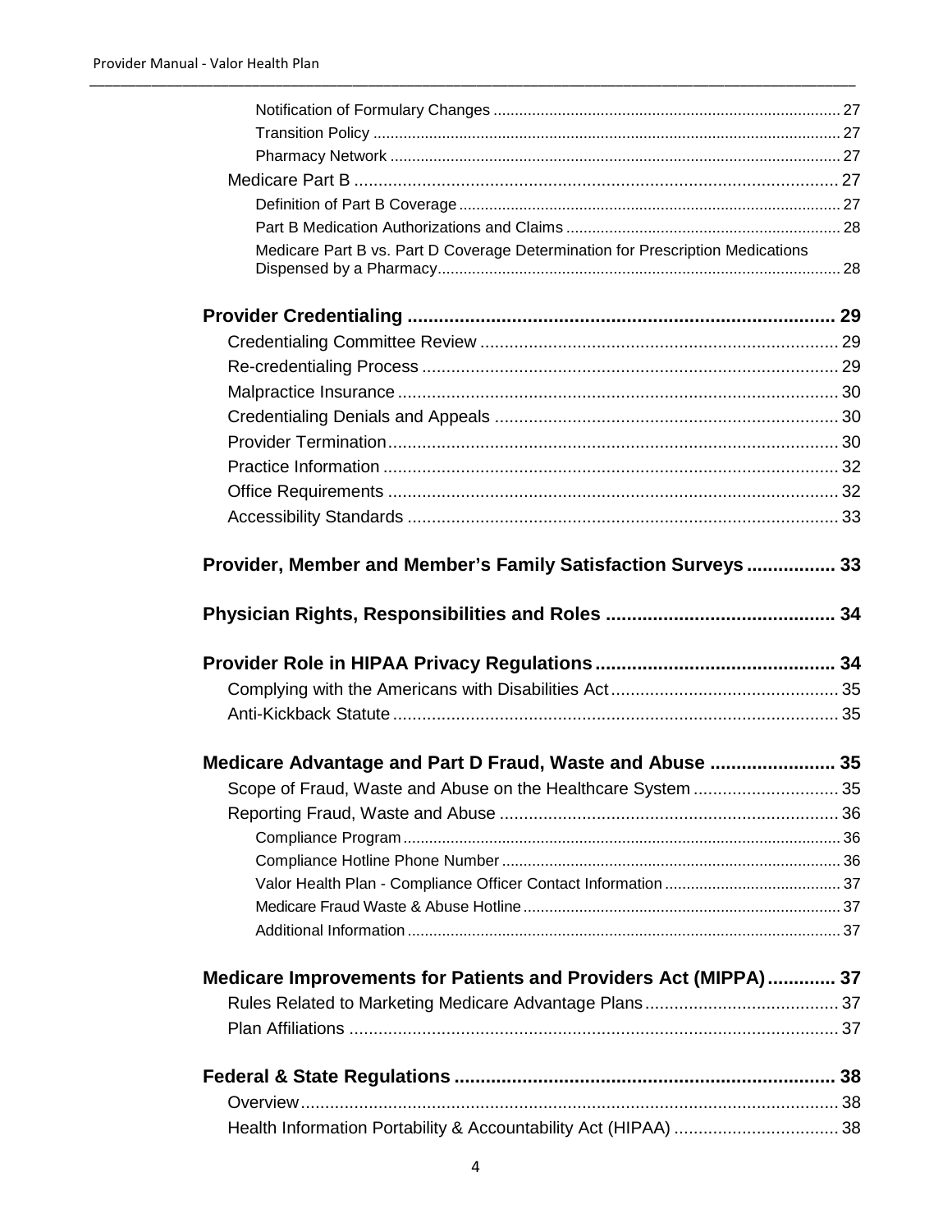- Notification of Formulary Changes ... 27
- Transition Policy ... 27
- Pharmacy Network ... 27

Medicare Part B ... 27

- Definition of Part B Coverage ... 27
- Part B Medication Authorizations and Claims ... 28
- Medicare Part B vs. Part D Coverage Determination for Prescription Medications Dispensed by a Pharmacy ... 28

**Provider Credentialing ... 29**

- Credentialing Committee Review ... 29
- Re-credentialing Process ... 29
- Malpractice Insurance ... 30
- Credentialing Denials and Appeals ... 30
- Provider Termination ... 30
- Practice Information ... 32
- Office Requirements ... 32
- Accessibility Standards ... 33

**Provider, Member and Member's Family Satisfaction Surveys ... 33**

**Physician Rights, Responsibilities and Roles ... 34**

**Provider Role in HIPAA Privacy Regulations ... 34**

- Complying with the Americans with Disabilities Act ... 35
- Anti-Kickback Statute ... 35

**Medicare Advantage and Part D Fraud, Waste and Abuse ... 35**

- Scope of Fraud, Waste and Abuse on the Healthcare System ... 35
- Reporting Fraud, Waste and Abuse ... 36
  - Compliance Program ... 36
  - Compliance Hotline Phone Number ... 36
  - Valor Health Plan - Compliance Officer Contact Information ... 37
  - Medicare Fraud Waste & Abuse Hotline ... 37
  - Additional Information ... 37

**Medicare Improvements for Patients and Providers Act (MIPPA) ... 37**

- Rules Related to Marketing Medicare Advantage Plans ... 37
- Plan Affiliations ... 37

**Federal & State Regulations ... 38**

- Overview ... 38
- Health Information Portability & Accountability Act (HIPAA) ... 38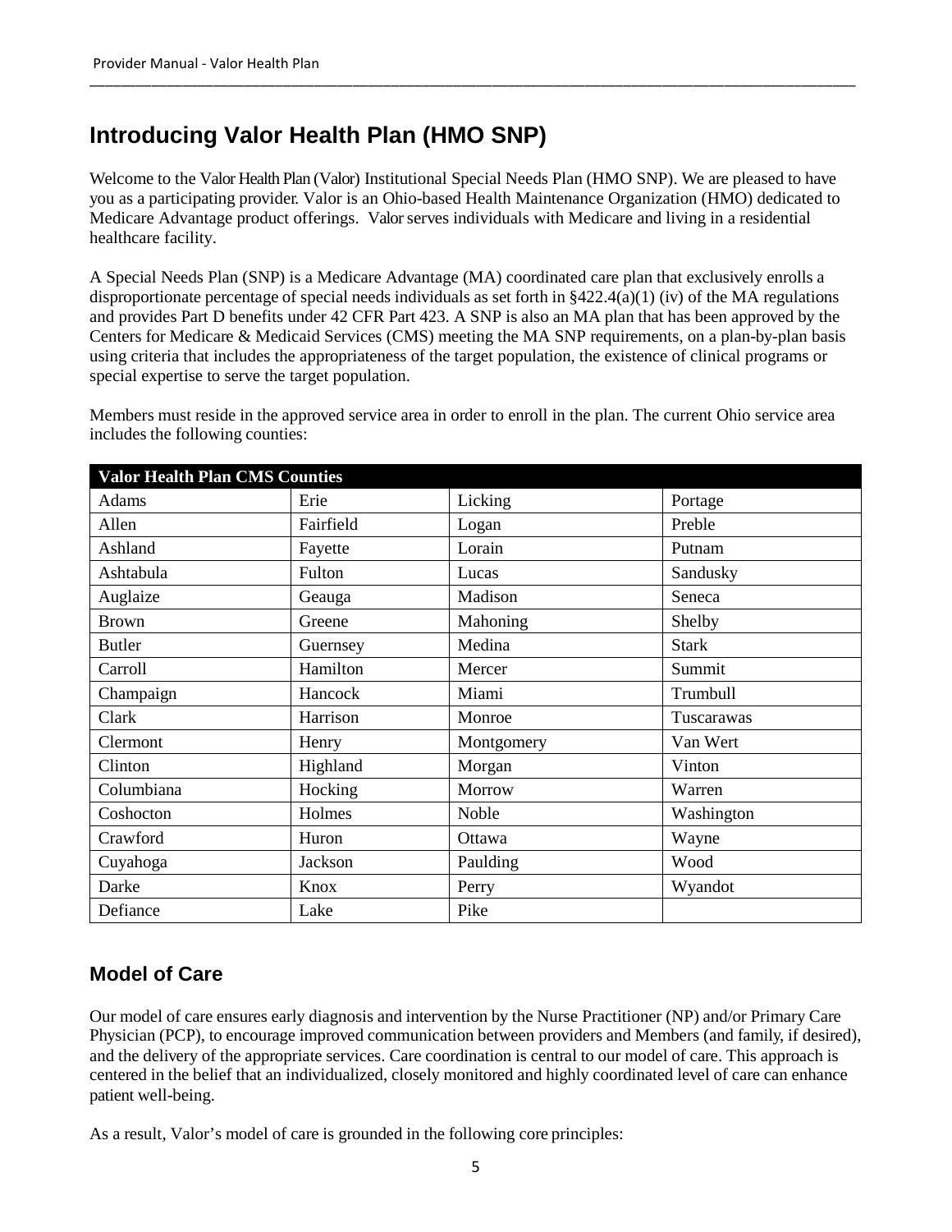# Introducing Valor Health Plan (HMO SNP)

Welcome to the Valor Health Plan (Valor) Institutional Special Needs Plan (HMO SNP). We are pleased to have you as a participating provider. Valor is an Ohio-based Health Maintenance Organization (HMO) dedicated to Medicare Advantage product offerings. Valor serves individuals with Medicare and living in a residential healthcare facility.

A Special Needs Plan (SNP) is a Medicare Advantage (MA) coordinated care plan that exclusively enrolls a disproportionate percentage of special needs individuals as set forth in §422.4(a)(1) (iv) of the MA regulations and provides Part D benefits under 42 CFR Part 423. A SNP is also an MA plan that has been approved by the Centers for Medicare & Medicaid Services (CMS) meeting the MA SNP requirements, on a plan-by-plan basis using criteria that includes the appropriateness of the target population, the existence of clinical programs or special expertise to serve the target population.

Members must reside in the approved service area in order to enroll in the plan. The current Ohio service area includes the following counties:

| Valor Health Plan CMS Counties | | | |
|---|---|---|---|
| Adams | Erie | Licking | Portage |
| Allen | Fairfield | Logan | Preble |
| Ashland | Fayette | Lorain | Putnam |
| Ashtabula | Fulton | Lucas | Sandusky |
| Auglaize | Geauga | Madison | Seneca |
| Brown | Greene | Mahoning | Shelby |
| Butler | Guernsey | Medina | Stark |
| Carroll | Hamilton | Mercer | Summit |
| Champaign | Hancock | Miami | Trumbull |
| Clark | Harrison | Monroe | Tuscarawas |
| Clermont | Henry | Montgomery | Van Wert |
| Clinton | Highland | Morgan | Vinton |
| Columbiana | Hocking | Morrow | Warren |
| Coshocton | Holmes | Noble | Washington |
| Crawford | Huron | Ottawa | Wayne |
| Cuyahoga | Jackson | Paulding | Wood |
| Darke | Knox | Perry | Wyandot |
| Defiance | Lake | Pike | |

## Model of Care

Our model of care ensures early diagnosis and intervention by the Nurse Practitioner (NP) and/or Primary Care Physician (PCP), to encourage improved communication between providers and Members (and family, if desired), and the delivery of the appropriate services. Care coordination is central to our model of care. This approach is centered in the belief that an individualized, closely monitored and highly coordinated level of care can enhance patient well-being.

As a result, Valor's model of care is grounded in the following core principles: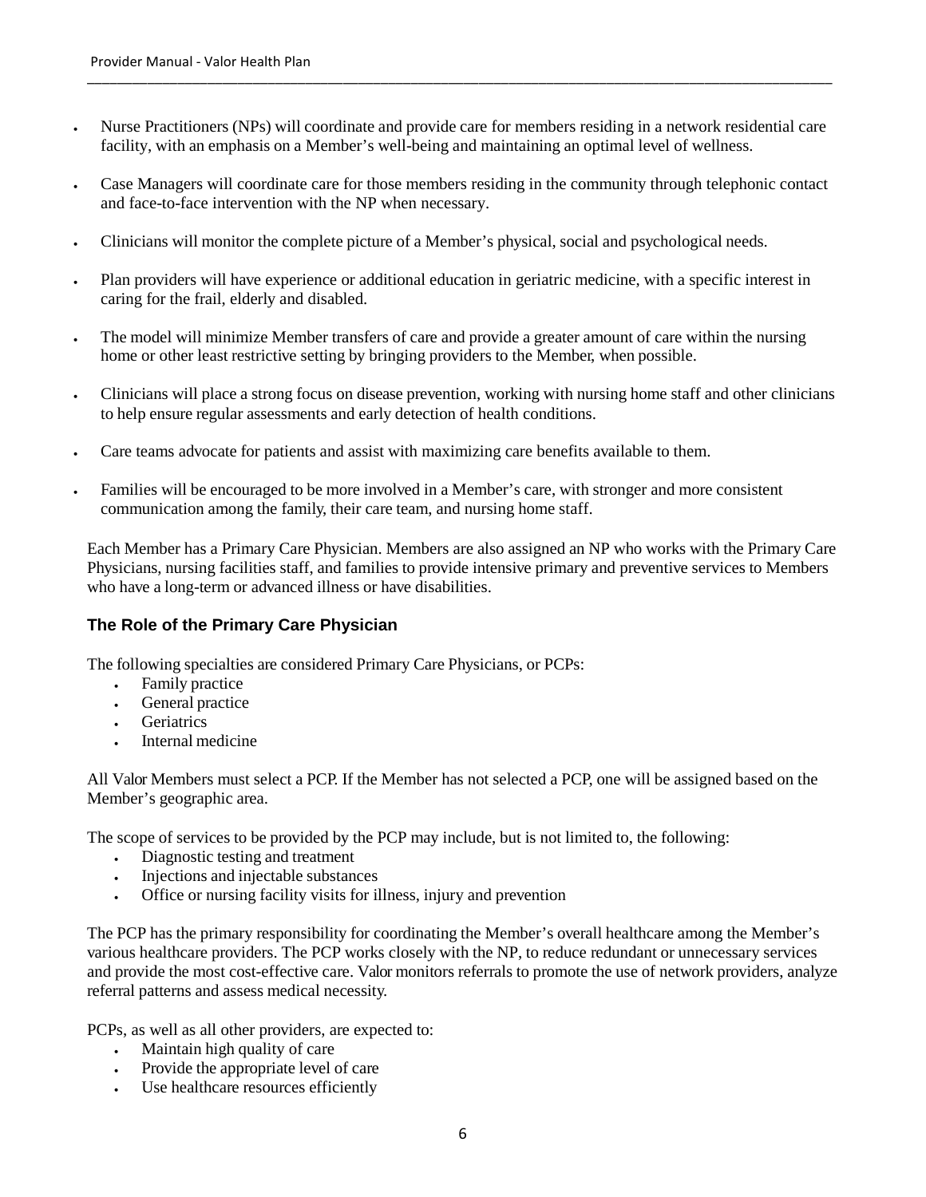- Nurse Practitioners (NPs) will coordinate and provide care for members residing in a network residential care facility, with an emphasis on a Member's well-being and maintaining an optimal level of wellness.
- Case Managers will coordinate care for those members residing in the community through telephonic contact and face-to-face intervention with the NP when necessary.
- Clinicians will monitor the complete picture of a Member's physical, social and psychological needs.
- Plan providers will have experience or additional education in geriatric medicine, with a specific interest in caring for the frail, elderly and disabled.
- The model will minimize Member transfers of care and provide a greater amount of care within the nursing home or other least restrictive setting by bringing providers to the Member, when possible.
- Clinicians will place a strong focus on disease prevention, working with nursing home staff and other clinicians to help ensure regular assessments and early detection of health conditions.
- Care teams advocate for patients and assist with maximizing care benefits available to them.
- Families will be encouraged to be more involved in a Member's care, with stronger and more consistent communication among the family, their care team, and nursing home staff.

Each Member has a Primary Care Physician. Members are also assigned an NP who works with the Primary Care Physicians, nursing facilities staff, and families to provide intensive primary and preventive services to Members who have a long-term or advanced illness or have disabilities.

### The Role of the Primary Care Physician

The following specialties are considered Primary Care Physicians, or PCPs:

- Family practice
- General practice
- Geriatrics
- Internal medicine

All Valor Members must select a PCP. If the Member has not selected a PCP, one will be assigned based on the Member's geographic area.

The scope of services to be provided by the PCP may include, but is not limited to, the following:

- Diagnostic testing and treatment
- Injections and injectable substances
- Office or nursing facility visits for illness, injury and prevention

The PCP has the primary responsibility for coordinating the Member's overall healthcare among the Member's various healthcare providers. The PCP works closely with the NP, to reduce redundant or unnecessary services and provide the most cost-effective care. Valor monitors referrals to promote the use of network providers, analyze referral patterns and assess medical necessity.

PCPs, as well as all other providers, are expected to:

- Maintain high quality of care
- Provide the appropriate level of care
- Use healthcare resources efficiently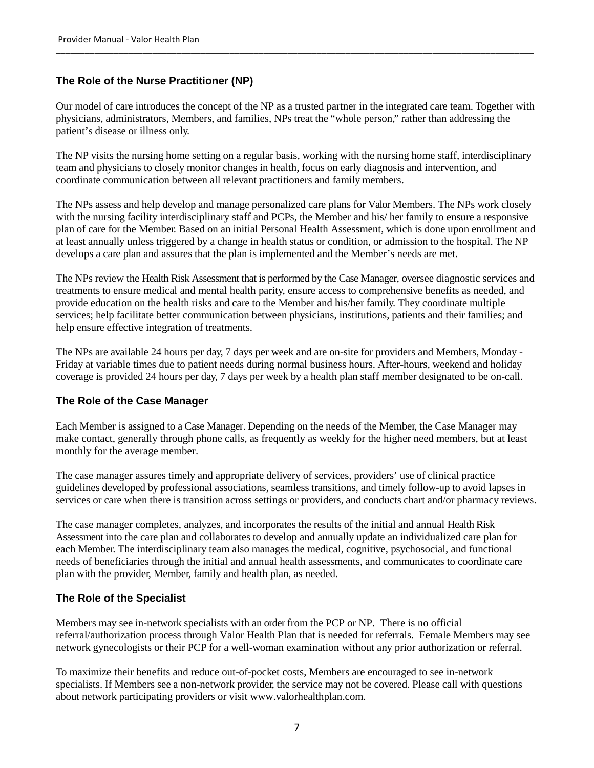### The Role of the Nurse Practitioner (NP)

Our model of care introduces the concept of the NP as a trusted partner in the integrated care team. Together with physicians, administrators, Members, and families, NPs treat the "whole person," rather than addressing the patient's disease or illness only.

The NP visits the nursing home setting on a regular basis, working with the nursing home staff, interdisciplinary team and physicians to closely monitor changes in health, focus on early diagnosis and intervention, and coordinate communication between all relevant practitioners and family members.

The NPs assess and help develop and manage personalized care plans for Valor Members. The NPs work closely with the nursing facility interdisciplinary staff and PCPs, the Member and his/ her family to ensure a responsive plan of care for the Member. Based on an initial Personal Health Assessment, which is done upon enrollment and at least annually unless triggered by a change in health status or condition, or admission to the hospital. The NP develops a care plan and assures that the plan is implemented and the Member's needs are met.

The NPs review the Health Risk Assessment that is performed by the Case Manager, oversee diagnostic services and treatments to ensure medical and mental health parity, ensure access to comprehensive benefits as needed, and provide education on the health risks and care to the Member and his/her family. They coordinate multiple services; help facilitate better communication between physicians, institutions, patients and their families; and help ensure effective integration of treatments.

The NPs are available 24 hours per day, 7 days per week and are on-site for providers and Members, Monday - Friday at variable times due to patient needs during normal business hours. After-hours, weekend and holiday coverage is provided 24 hours per day, 7 days per week by a health plan staff member designated to be on-call.

### The Role of the Case Manager

Each Member is assigned to a Case Manager. Depending on the needs of the Member, the Case Manager may make contact, generally through phone calls, as frequently as weekly for the higher need members, but at least monthly for the average member.

The case manager assures timely and appropriate delivery of services, providers' use of clinical practice guidelines developed by professional associations, seamless transitions, and timely follow-up to avoid lapses in services or care when there is transition across settings or providers, and conducts chart and/or pharmacy reviews.

The case manager completes, analyzes, and incorporates the results of the initial and annual Health Risk Assessment into the care plan and collaborates to develop and annually update an individualized care plan for each Member. The interdisciplinary team also manages the medical, cognitive, psychosocial, and functional needs of beneficiaries through the initial and annual health assessments, and communicates to coordinate care plan with the provider, Member, family and health plan, as needed.

### The Role of the Specialist

Members may see in-network specialists with an order from the PCP or NP. There is no official referral/authorization process through Valor Health Plan that is needed for referrals. Female Members may see network gynecologists or their PCP for a well-woman examination without any prior authorization or referral.

To maximize their benefits and reduce out-of-pocket costs, Members are encouraged to see in-network specialists. If Members see a non-network provider, the service may not be covered. Please call with questions about network participating providers or visit www.valorhealthplan.com.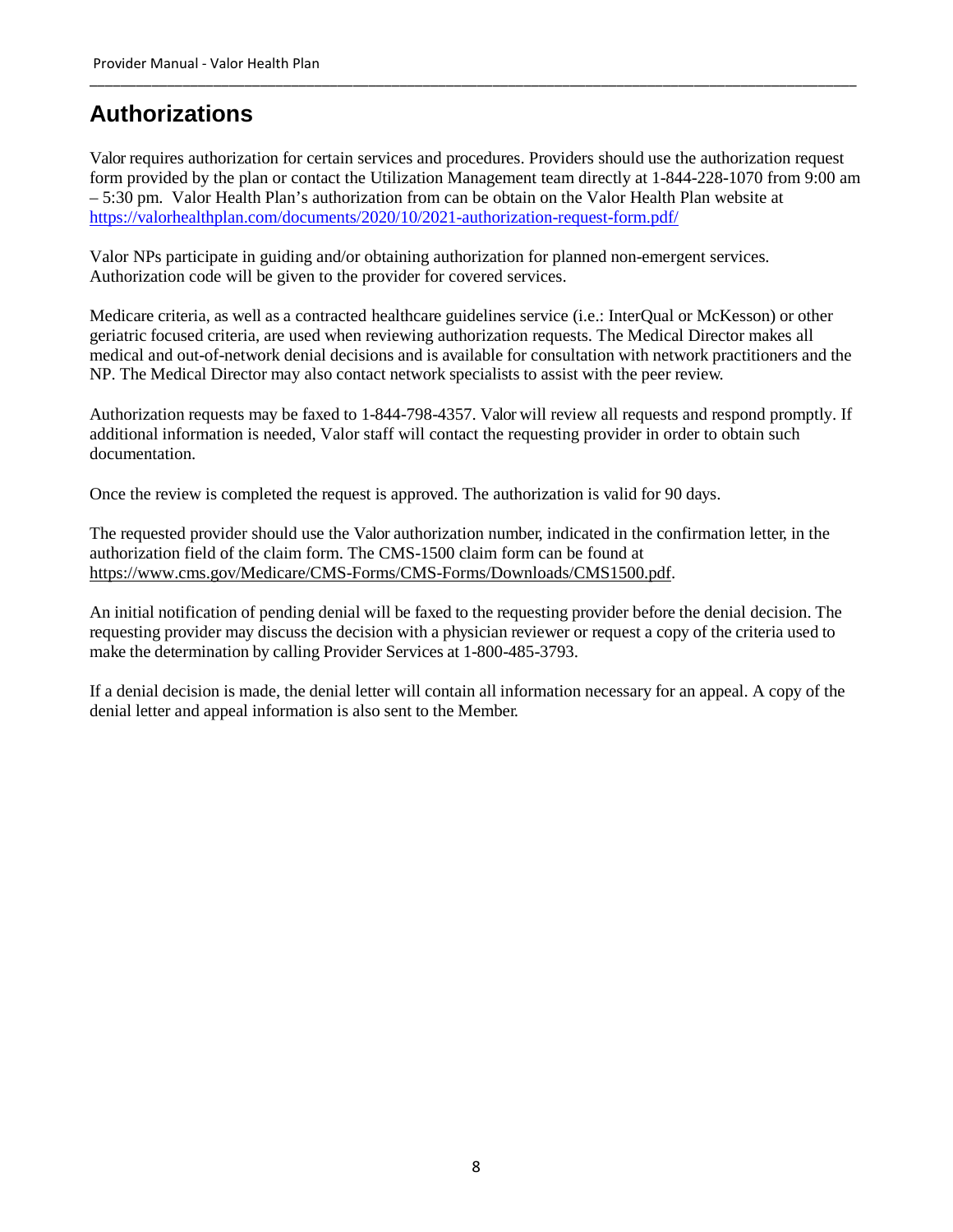# Authorizations

Valor requires authorization for certain services and procedures. Providers should use the authorization request form provided by the plan or contact the Utilization Management team directly at 1-844-228-1070 from 9:00 am – 5:30 pm. Valor Health Plan's authorization from can be obtain on the Valor Health Plan website at https://valorhealthplan.com/documents/2020/10/2021-authorization-request-form.pdf/

Valor NPs participate in guiding and/or obtaining authorization for planned non-emergent services. Authorization code will be given to the provider for covered services.

Medicare criteria, as well as a contracted healthcare guidelines service (i.e.: InterQual or McKesson) or other geriatric focused criteria, are used when reviewing authorization requests. The Medical Director makes all medical and out-of-network denial decisions and is available for consultation with network practitioners and the NP. The Medical Director may also contact network specialists to assist with the peer review.

Authorization requests may be faxed to 1-844-798-4357. Valor will review all requests and respond promptly. If additional information is needed, Valor staff will contact the requesting provider in order to obtain such documentation.

Once the review is completed the request is approved. The authorization is valid for 90 days.

The requested provider should use the Valor authorization number, indicated in the confirmation letter, in the authorization field of the claim form. The CMS-1500 claim form can be found at https://www.cms.gov/Medicare/CMS-Forms/CMS-Forms/Downloads/CMS1500.pdf.

An initial notification of pending denial will be faxed to the requesting provider before the denial decision. The requesting provider may discuss the decision with a physician reviewer or request a copy of the criteria used to make the determination by calling Provider Services at 1-800-485-3793.

If a denial decision is made, the denial letter will contain all information necessary for an appeal. A copy of the denial letter and appeal information is also sent to the Member.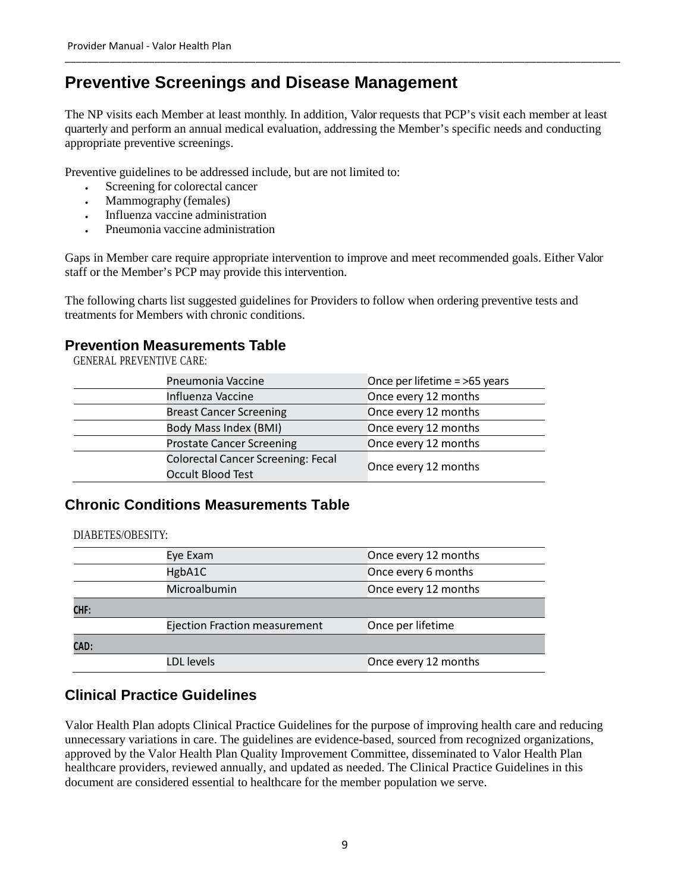## Preventive Screenings and Disease Management

The NP visits each Member at least monthly. In addition, Valor requests that PCP's visit each member at least quarterly and perform an annual medical evaluation, addressing the Member's specific needs and conducting appropriate preventive screenings.

Preventive guidelines to be addressed include, but are not limited to:

- Screening for colorectal cancer
- Mammography (females)
- Influenza vaccine administration
- Pneumonia vaccine administration

Gaps in Member care require appropriate intervention to improve and meet recommended goals. Either Valor staff or the Member's PCP may provide this intervention.

The following charts list suggested guidelines for Providers to follow when ordering preventive tests and treatments for Members with chronic conditions.

### Prevention Measurements Table

GENERAL PREVENTIVE CARE:

| | | |
|---|---|---|
| | Pneumonia Vaccine | Once per lifetime = >65 years |
| | Influenza Vaccine | Once every 12 months |
| | Breast Cancer Screening | Once every 12 months |
| | Body Mass Index (BMI) | Once every 12 months |
| | Prostate Cancer Screening | Once every 12 months |
| | Colorectal Cancer Screening: Fecal Occult Blood Test | Once every 12 months |

### Chronic Conditions Measurements Table

DIABETES/OBESITY:

| | | |
|---|---|---|
| | Eye Exam | Once every 12 months |
| | HgbA1C | Once every 6 months |
| | Microalbumin | Once every 12 months |
| **CHF:** | | |
| | Ejection Fraction measurement | Once per lifetime |
| **CAD:** | | |
| | LDL levels | Once every 12 months |

### Clinical Practice Guidelines

Valor Health Plan adopts Clinical Practice Guidelines for the purpose of improving health care and reducing unnecessary variations in care. The guidelines are evidence-based, sourced from recognized organizations, approved by the Valor Health Plan Quality Improvement Committee, disseminated to Valor Health Plan healthcare providers, reviewed annually, and updated as needed. The Clinical Practice Guidelines in this document are considered essential to healthcare for the member population we serve.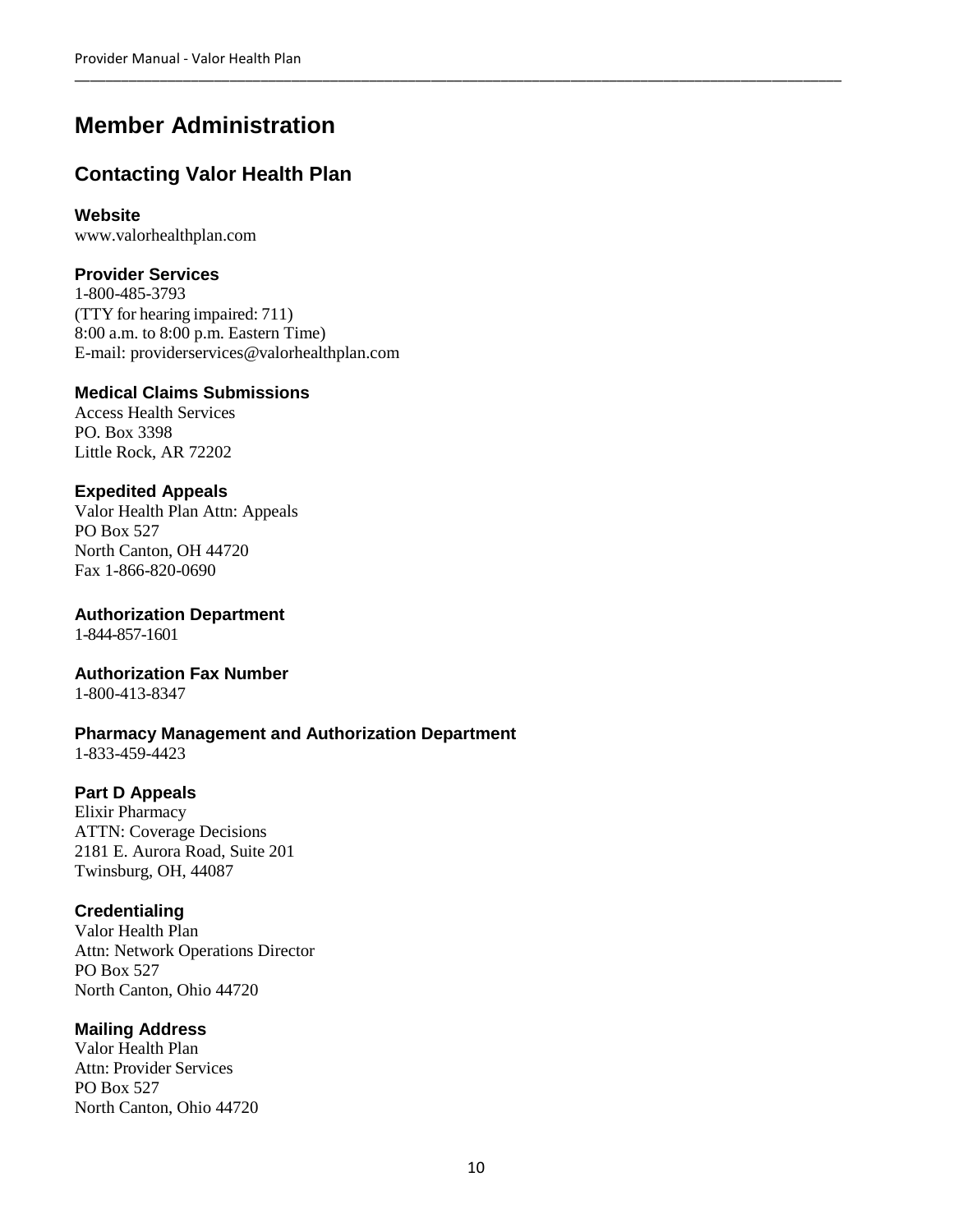# Member Administration

## Contacting Valor Health Plan

**Website**
www.valorhealthplan.com

**Provider Services**
1-800-485-3793
(TTY for hearing impaired: 711)
8:00 a.m. to 8:00 p.m. Eastern Time)
E-mail: providerservices@valorhealthplan.com

**Medical Claims Submissions**
Access Health Services
PO. Box 3398
Little Rock, AR 72202

**Expedited Appeals**
Valor Health Plan Attn: Appeals
PO Box 527
North Canton, OH 44720
Fax 1-866-820-0690

**Authorization Department**
1-844-857-1601

**Authorization Fax Number**
1-800-413-8347

**Pharmacy Management and Authorization Department**
1-833-459-4423

**Part D Appeals**
Elixir Pharmacy
ATTN: Coverage Decisions
2181 E. Aurora Road, Suite 201
Twinsburg, OH, 44087

**Credentialing**
Valor Health Plan
Attn: Network Operations Director
PO Box 527
North Canton, Ohio 44720

**Mailing Address**
Valor Health Plan
Attn: Provider Services
PO Box 527
North Canton, Ohio 44720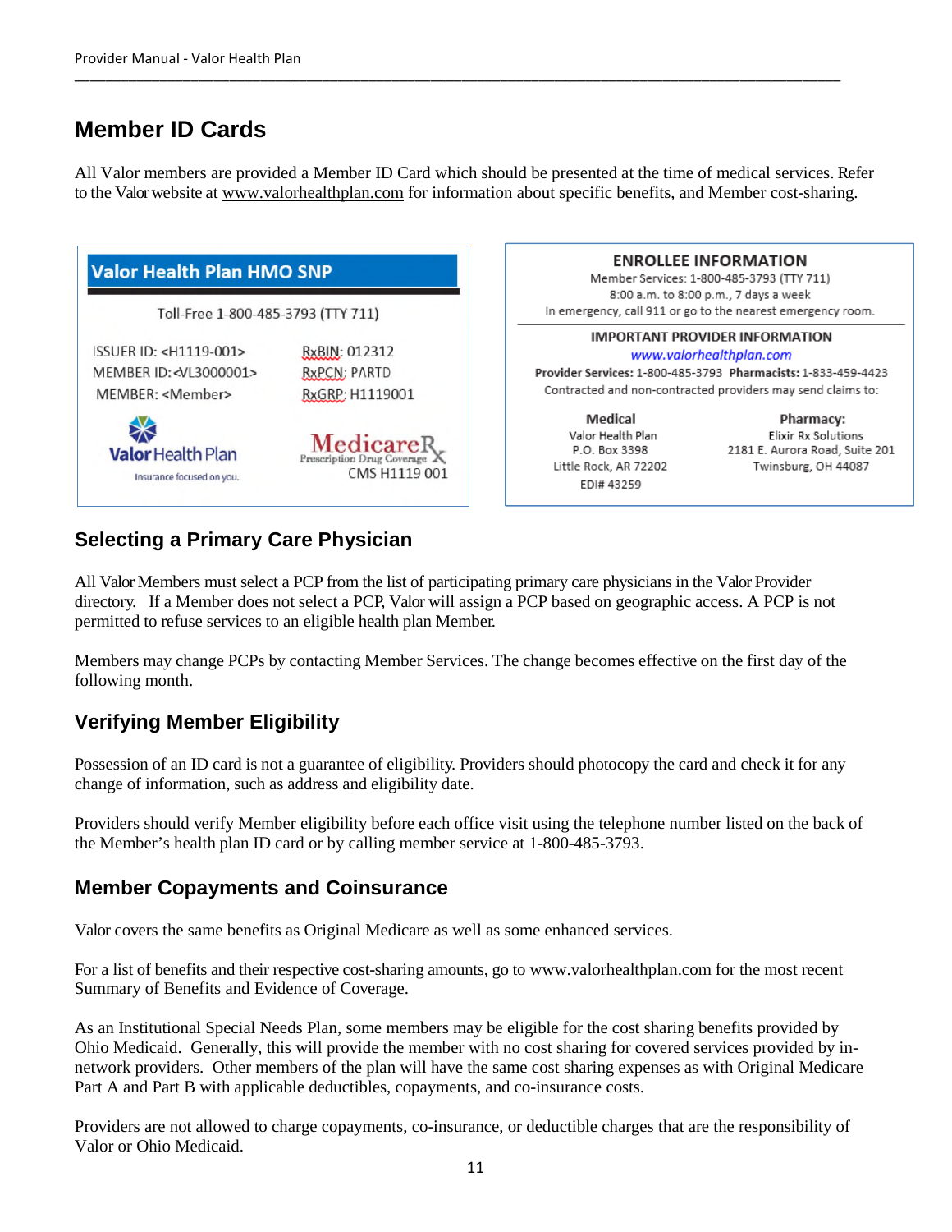## Member ID Cards

All Valor members are provided a Member ID Card which should be presented at the time of medical services. Refer to the Valor website at www.valorhealthplan.com for information about specific benefits, and Member cost-sharing.

**Valor Health Plan HMO SNP**

Toll-Free 1-800-485-3793 (TTY 711)

ISSUER ID: <H1119-001>
MEMBER ID: <VL3000001>
MEMBER: <Member>

RxBIN: 012312
RxPCN: PARTD
RxGRP: H1119001

Valor Health Plan
Insurance focused on you.

MedicareRx
Prescription Drug Coverage
CMS H1119 001

**ENROLLEE INFORMATION**

Member Services: 1-800-485-3793 (TTY 711)
8:00 a.m. to 8:00 p.m., 7 days a week
In emergency, call 911 or go to the nearest emergency room.

**IMPORTANT PROVIDER INFORMATION**

www.valorhealthplan.com

**Provider Services:** 1-800-485-3793 **Pharmacists:** 1-833-459-4423

Contracted and non-contracted providers may send claims to:

**Medical**
Valor Health Plan
P.O. Box 3398
Little Rock, AR 72202
EDI# 43259

**Pharmacy:**
Elixir Rx Solutions
2181 E. Aurora Road, Suite 201
Twinsburg, OH 44087

### Selecting a Primary Care Physician

All Valor Members must select a PCP from the list of participating primary care physicians in the Valor Provider directory. If a Member does not select a PCP, Valor will assign a PCP based on geographic access. A PCP is not permitted to refuse services to an eligible health plan Member.

Members may change PCPs by contacting Member Services. The change becomes effective on the first day of the following month.

### Verifying Member Eligibility

Possession of an ID card is not a guarantee of eligibility. Providers should photocopy the card and check it for any change of information, such as address and eligibility date.

Providers should verify Member eligibility before each office visit using the telephone number listed on the back of the Member's health plan ID card or by calling member service at 1-800-485-3793.

### Member Copayments and Coinsurance

Valor covers the same benefits as Original Medicare as well as some enhanced services.

For a list of benefits and their respective cost-sharing amounts, go to www.valorhealthplan.com for the most recent Summary of Benefits and Evidence of Coverage.

As an Institutional Special Needs Plan, some members may be eligible for the cost sharing benefits provided by Ohio Medicaid. Generally, this will provide the member with no cost sharing for covered services provided by in-network providers. Other members of the plan will have the same cost sharing expenses as with Original Medicare Part A and Part B with applicable deductibles, copayments, and co-insurance costs.

Providers are not allowed to charge copayments, co-insurance, or deductible charges that are the responsibility of Valor or Ohio Medicaid.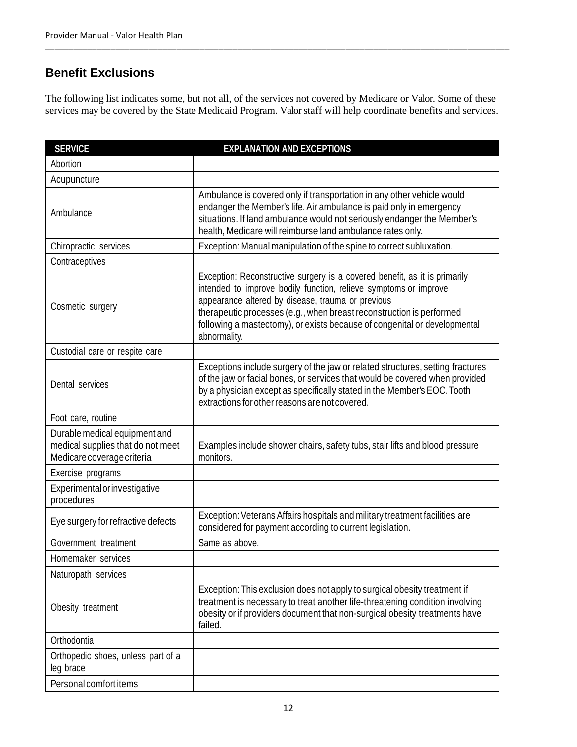## Benefit Exclusions

The following list indicates some, but not all, of the services not covered by Medicare or Valor. Some of these services may be covered by the State Medicaid Program. Valor staff will help coordinate benefits and services.

| SERVICE | EXPLANATION AND EXCEPTIONS |
|---|---|
| Abortion | |
| Acupuncture | |
| Ambulance | Ambulance is covered only if transportation in any other vehicle would endanger the Member's life. Air ambulance is paid only in emergency situations. If land ambulance would not seriously endanger the Member's health, Medicare will reimburse land ambulance rates only. |
| Chiropractic services | Exception: Manual manipulation of the spine to correct subluxation. |
| Contraceptives | |
| Cosmetic surgery | Exception: Reconstructive surgery is a covered benefit, as it is primarily intended to improve bodily function, relieve symptoms or improve appearance altered by disease, trauma or previous therapeutic processes (e.g., when breast reconstruction is performed following a mastectomy), or exists because of congenital or developmental abnormality. |
| Custodial care or respite care | |
| Dental services | Exceptions include surgery of the jaw or related structures, setting fractures of the jaw or facial bones, or services that would be covered when provided by a physician except as specifically stated in the Member's EOC. Tooth extractions for other reasons are not covered. |
| Foot care, routine | |
| Durable medical equipment and medical supplies that do not meet Medicare coverage criteria | Examples include shower chairs, safety tubs, stair lifts and blood pressure monitors. |
| Exercise programs | |
| Experimental or investigative procedures | |
| Eye surgery for refractive defects | Exception: Veterans Affairs hospitals and military treatment facilities are considered for payment according to current legislation. |
| Government treatment | Same as above. |
| Homemaker services | |
| Naturopath services | |
| Obesity treatment | Exception: This exclusion does not apply to surgical obesity treatment if treatment is necessary to treat another life-threatening condition involving obesity or if providers document that non-surgical obesity treatments have failed. |
| Orthodontia | |
| Orthopedic shoes, unless part of a leg brace | |
| Personal comfort items | |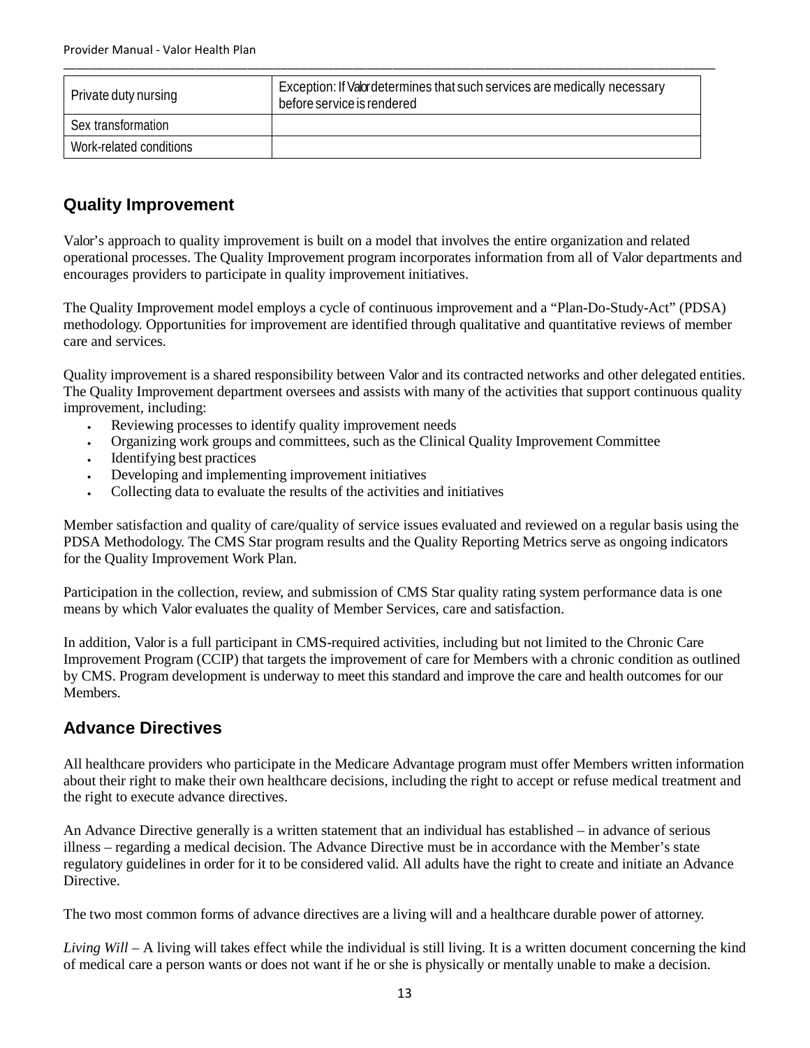| Private duty nursing | Exception: If Valor determines that such services are medically necessary before service is rendered |
| --- | --- |
| Sex transformation | |
| Work-related conditions | |

## Quality Improvement

Valor's approach to quality improvement is built on a model that involves the entire organization and related operational processes. The Quality Improvement program incorporates information from all of Valor departments and encourages providers to participate in quality improvement initiatives.

The Quality Improvement model employs a cycle of continuous improvement and a "Plan-Do-Study-Act" (PDSA) methodology. Opportunities for improvement are identified through qualitative and quantitative reviews of member care and services.

Quality improvement is a shared responsibility between Valor and its contracted networks and other delegated entities. The Quality Improvement department oversees and assists with many of the activities that support continuous quality improvement, including:

- Reviewing processes to identify quality improvement needs
- Organizing work groups and committees, such as the Clinical Quality Improvement Committee
- Identifying best practices
- Developing and implementing improvement initiatives
- Collecting data to evaluate the results of the activities and initiatives

Member satisfaction and quality of care/quality of service issues evaluated and reviewed on a regular basis using the PDSA Methodology. The CMS Star program results and the Quality Reporting Metrics serve as ongoing indicators for the Quality Improvement Work Plan.

Participation in the collection, review, and submission of CMS Star quality rating system performance data is one means by which Valor evaluates the quality of Member Services, care and satisfaction.

In addition, Valor is a full participant in CMS-required activities, including but not limited to the Chronic Care Improvement Program (CCIP) that targets the improvement of care for Members with a chronic condition as outlined by CMS. Program development is underway to meet this standard and improve the care and health outcomes for our Members.

## Advance Directives

All healthcare providers who participate in the Medicare Advantage program must offer Members written information about their right to make their own healthcare decisions, including the right to accept or refuse medical treatment and the right to execute advance directives.

An Advance Directive generally is a written statement that an individual has established – in advance of serious illness – regarding a medical decision. The Advance Directive must be in accordance with the Member's state regulatory guidelines in order for it to be considered valid. All adults have the right to create and initiate an Advance Directive.

The two most common forms of advance directives are a living will and a healthcare durable power of attorney.

*Living Will* – A living will takes effect while the individual is still living. It is a written document concerning the kind of medical care a person wants or does not want if he or she is physically or mentally unable to make a decision.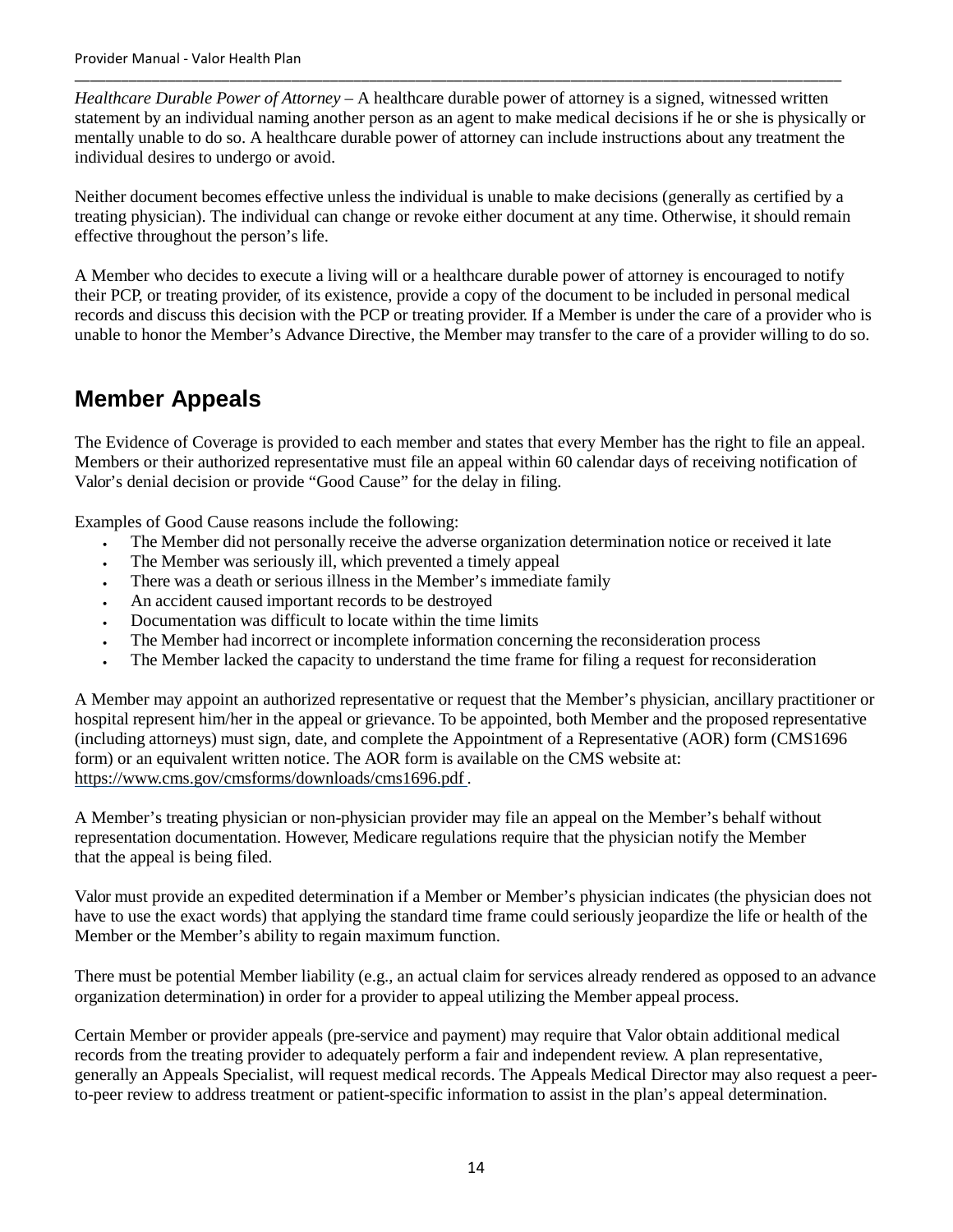*Healthcare Durable Power of Attorney* – A healthcare durable power of attorney is a signed, witnessed written statement by an individual naming another person as an agent to make medical decisions if he or she is physically or mentally unable to do so. A healthcare durable power of attorney can include instructions about any treatment the individual desires to undergo or avoid.

Neither document becomes effective unless the individual is unable to make decisions (generally as certified by a treating physician). The individual can change or revoke either document at any time. Otherwise, it should remain effective throughout the person's life.

A Member who decides to execute a living will or a healthcare durable power of attorney is encouraged to notify their PCP, or treating provider, of its existence, provide a copy of the document to be included in personal medical records and discuss this decision with the PCP or treating provider. If a Member is under the care of a provider who is unable to honor the Member's Advance Directive, the Member may transfer to the care of a provider willing to do so.

## Member Appeals

The Evidence of Coverage is provided to each member and states that every Member has the right to file an appeal. Members or their authorized representative must file an appeal within 60 calendar days of receiving notification of Valor's denial decision or provide "Good Cause" for the delay in filing.

Examples of Good Cause reasons include the following:

- The Member did not personally receive the adverse organization determination notice or received it late
- The Member was seriously ill, which prevented a timely appeal
- There was a death or serious illness in the Member's immediate family
- An accident caused important records to be destroyed
- Documentation was difficult to locate within the time limits
- The Member had incorrect or incomplete information concerning the reconsideration process
- The Member lacked the capacity to understand the time frame for filing a request for reconsideration

A Member may appoint an authorized representative or request that the Member's physician, ancillary practitioner or hospital represent him/her in the appeal or grievance. To be appointed, both Member and the proposed representative (including attorneys) must sign, date, and complete the Appointment of a Representative (AOR) form (CMS1696 form) or an equivalent written notice. The AOR form is available on the CMS website at: https://www.cms.gov/cmsforms/downloads/cms1696.pdf.

A Member's treating physician or non-physician provider may file an appeal on the Member's behalf without representation documentation. However, Medicare regulations require that the physician notify the Member that the appeal is being filed.

Valor must provide an expedited determination if a Member or Member's physician indicates (the physician does not have to use the exact words) that applying the standard time frame could seriously jeopardize the life or health of the Member or the Member's ability to regain maximum function.

There must be potential Member liability (e.g., an actual claim for services already rendered as opposed to an advance organization determination) in order for a provider to appeal utilizing the Member appeal process.

Certain Member or provider appeals (pre-service and payment) may require that Valor obtain additional medical records from the treating provider to adequately perform a fair and independent review. A plan representative, generally an Appeals Specialist, will request medical records. The Appeals Medical Director may also request a peer-to-peer review to address treatment or patient-specific information to assist in the plan's appeal determination.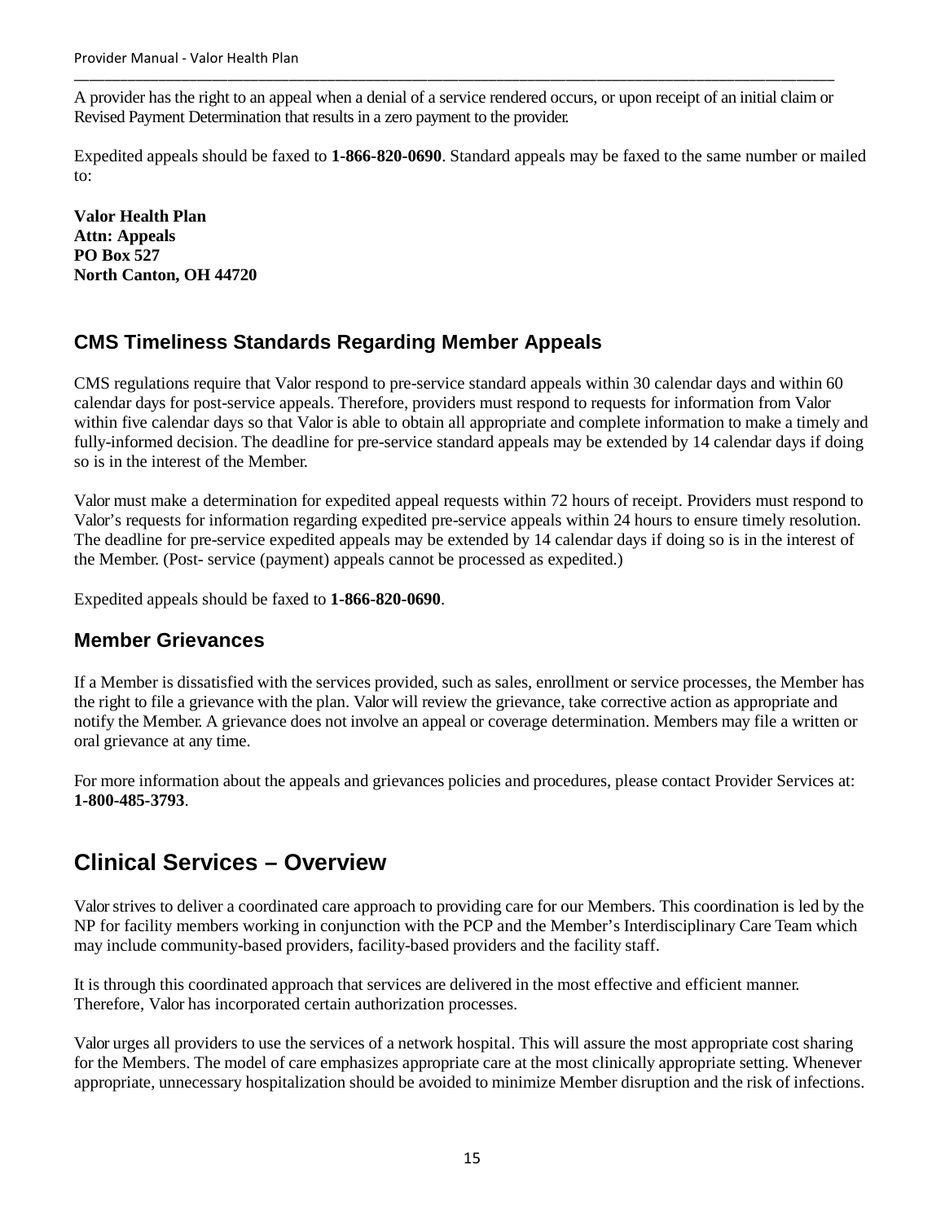A provider has the right to an appeal when a denial of a service rendered occurs, or upon receipt of an initial claim or Revised Payment Determination that results in a zero payment to the provider.

Expedited appeals should be faxed to **1-866-820-0690**. Standard appeals may be faxed to the same number or mailed to:

**Valor Health Plan**
**Attn: Appeals**
**PO Box 527**
**North Canton, OH 44720**

### CMS Timeliness Standards Regarding Member Appeals

CMS regulations require that Valor respond to pre-service standard appeals within 30 calendar days and within 60 calendar days for post-service appeals. Therefore, providers must respond to requests for information from Valor within five calendar days so that Valor is able to obtain all appropriate and complete information to make a timely and fully-informed decision. The deadline for pre-service standard appeals may be extended by 14 calendar days if doing so is in the interest of the Member.

Valor must make a determination for expedited appeal requests within 72 hours of receipt. Providers must respond to Valor's requests for information regarding expedited pre-service appeals within 24 hours to ensure timely resolution. The deadline for pre-service expedited appeals may be extended by 14 calendar days if doing so is in the interest of the Member. (Post- service (payment) appeals cannot be processed as expedited.)

Expedited appeals should be faxed to **1-866-820-0690**.

### Member Grievances

If a Member is dissatisfied with the services provided, such as sales, enrollment or service processes, the Member has the right to file a grievance with the plan. Valor will review the grievance, take corrective action as appropriate and notify the Member. A grievance does not involve an appeal or coverage determination. Members may file a written or oral grievance at any time.

For more information about the appeals and grievances policies and procedures, please contact Provider Services at: **1-800-485-3793**.

## Clinical Services – Overview

Valor strives to deliver a coordinated care approach to providing care for our Members. This coordination is led by the NP for facility members working in conjunction with the PCP and the Member's Interdisciplinary Care Team which may include community-based providers, facility-based providers and the facility staff.

It is through this coordinated approach that services are delivered in the most effective and efficient manner. Therefore, Valor has incorporated certain authorization processes.

Valor urges all providers to use the services of a network hospital. This will assure the most appropriate cost sharing for the Members. The model of care emphasizes appropriate care at the most clinically appropriate setting. Whenever appropriate, unnecessary hospitalization should be avoided to minimize Member disruption and the risk of infections.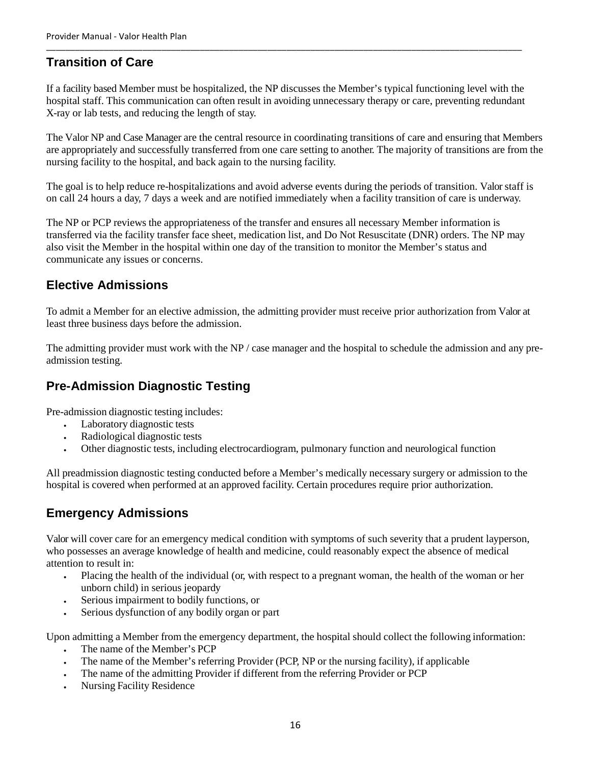## Transition of Care

If a facility based Member must be hospitalized, the NP discusses the Member's typical functioning level with the hospital staff. This communication can often result in avoiding unnecessary therapy or care, preventing redundant X-ray or lab tests, and reducing the length of stay.

The Valor NP and Case Manager are the central resource in coordinating transitions of care and ensuring that Members are appropriately and successfully transferred from one care setting to another. The majority of transitions are from the nursing facility to the hospital, and back again to the nursing facility.

The goal is to help reduce re-hospitalizations and avoid adverse events during the periods of transition. Valor staff is on call 24 hours a day, 7 days a week and are notified immediately when a facility transition of care is underway.

The NP or PCP reviews the appropriateness of the transfer and ensures all necessary Member information is transferred via the facility transfer face sheet, medication list, and Do Not Resuscitate (DNR) orders. The NP may also visit the Member in the hospital within one day of the transition to monitor the Member's status and communicate any issues or concerns.

## Elective Admissions

To admit a Member for an elective admission, the admitting provider must receive prior authorization from Valor at least three business days before the admission.

The admitting provider must work with the NP / case manager and the hospital to schedule the admission and any pre-admission testing.

## Pre-Admission Diagnostic Testing

Pre-admission diagnostic testing includes:

- Laboratory diagnostic tests
- Radiological diagnostic tests
- Other diagnostic tests, including electrocardiogram, pulmonary function and neurological function

All preadmission diagnostic testing conducted before a Member's medically necessary surgery or admission to the hospital is covered when performed at an approved facility. Certain procedures require prior authorization.

## Emergency Admissions

Valor will cover care for an emergency medical condition with symptoms of such severity that a prudent layperson, who possesses an average knowledge of health and medicine, could reasonably expect the absence of medical attention to result in:

- Placing the health of the individual (or, with respect to a pregnant woman, the health of the woman or her unborn child) in serious jeopardy
- Serious impairment to bodily functions, or
- Serious dysfunction of any bodily organ or part

Upon admitting a Member from the emergency department, the hospital should collect the following information:

- The name of the Member's PCP
- The name of the Member's referring Provider (PCP, NP or the nursing facility), if applicable
- The name of the admitting Provider if different from the referring Provider or PCP
- Nursing Facility Residence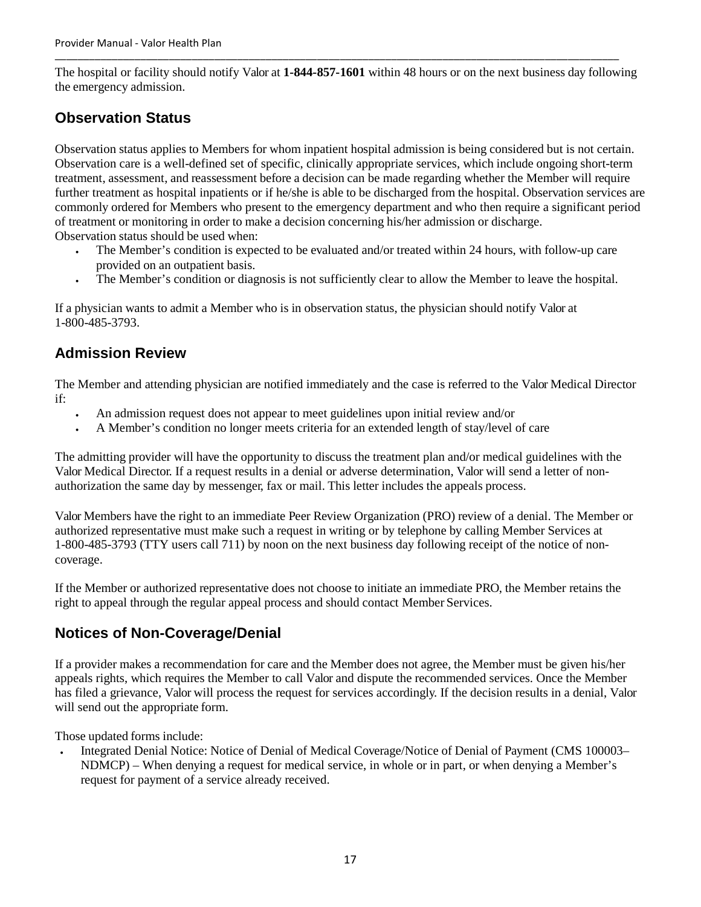The hospital or facility should notify Valor at **1-844-857-1601** within 48 hours or on the next business day following the emergency admission.

## Observation Status

Observation status applies to Members for whom inpatient hospital admission is being considered but is not certain. Observation care is a well-defined set of specific, clinically appropriate services, which include ongoing short-term treatment, assessment, and reassessment before a decision can be made regarding whether the Member will require further treatment as hospital inpatients or if he/she is able to be discharged from the hospital. Observation services are commonly ordered for Members who present to the emergency department and who then require a significant period of treatment or monitoring in order to make a decision concerning his/her admission or discharge.
Observation status should be used when:

- The Member's condition is expected to be evaluated and/or treated within 24 hours, with follow-up care provided on an outpatient basis.
- The Member's condition or diagnosis is not sufficiently clear to allow the Member to leave the hospital.

If a physician wants to admit a Member who is in observation status, the physician should notify Valor at 1-800-485-3793.

## Admission Review

The Member and attending physician are notified immediately and the case is referred to the Valor Medical Director if:

- An admission request does not appear to meet guidelines upon initial review and/or
- A Member's condition no longer meets criteria for an extended length of stay/level of care

The admitting provider will have the opportunity to discuss the treatment plan and/or medical guidelines with the Valor Medical Director. If a request results in a denial or adverse determination, Valor will send a letter of non-authorization the same day by messenger, fax or mail. This letter includes the appeals process.

Valor Members have the right to an immediate Peer Review Organization (PRO) review of a denial. The Member or authorized representative must make such a request in writing or by telephone by calling Member Services at 1-800-485-3793 (TTY users call 711) by noon on the next business day following receipt of the notice of non-coverage.

If the Member or authorized representative does not choose to initiate an immediate PRO, the Member retains the right to appeal through the regular appeal process and should contact Member Services.

## Notices of Non-Coverage/Denial

If a provider makes a recommendation for care and the Member does not agree, the Member must be given his/her appeals rights, which requires the Member to call Valor and dispute the recommended services. Once the Member has filed a grievance, Valor will process the request for services accordingly. If the decision results in a denial, Valor will send out the appropriate form.

Those updated forms include:

- Integrated Denial Notice: Notice of Denial of Medical Coverage/Notice of Denial of Payment (CMS 100003–NDMCP) – When denying a request for medical service, in whole or in part, or when denying a Member's request for payment of a service already received.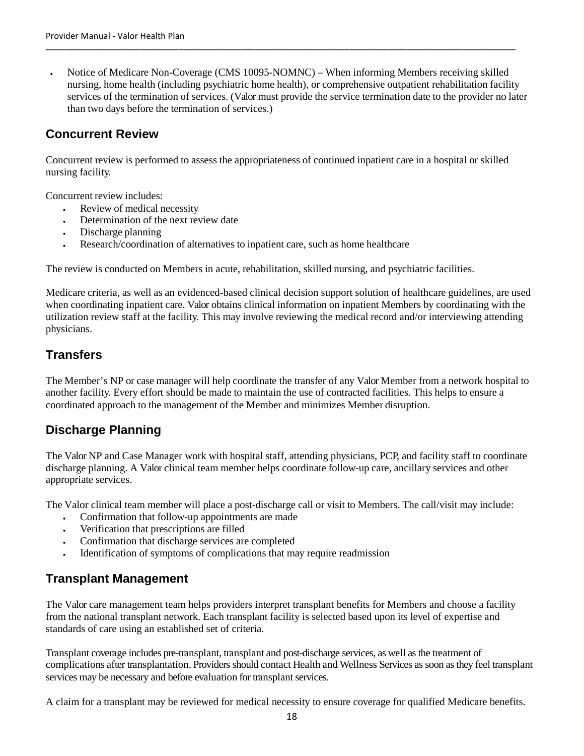- Notice of Medicare Non-Coverage (CMS 10095-NOMNC) – When informing Members receiving skilled nursing, home health (including psychiatric home health), or comprehensive outpatient rehabilitation facility services of the termination of services. (Valor must provide the service termination date to the provider no later than two days before the termination of services.)

## Concurrent Review

Concurrent review is performed to assess the appropriateness of continued inpatient care in a hospital or skilled nursing facility.

Concurrent review includes:

- Review of medical necessity
- Determination of the next review date
- Discharge planning
- Research/coordination of alternatives to inpatient care, such as home healthcare

The review is conducted on Members in acute, rehabilitation, skilled nursing, and psychiatric facilities.

Medicare criteria, as well as an evidenced-based clinical decision support solution of healthcare guidelines, are used when coordinating inpatient care. Valor obtains clinical information on inpatient Members by coordinating with the utilization review staff at the facility. This may involve reviewing the medical record and/or interviewing attending physicians.

## Transfers

The Member's NP or case manager will help coordinate the transfer of any Valor Member from a network hospital to another facility. Every effort should be made to maintain the use of contracted facilities. This helps to ensure a coordinated approach to the management of the Member and minimizes Member disruption.

## Discharge Planning

The Valor NP and Case Manager work with hospital staff, attending physicians, PCP, and facility staff to coordinate discharge planning. A Valor clinical team member helps coordinate follow-up care, ancillary services and other appropriate services.

The Valor clinical team member will place a post-discharge call or visit to Members. The call/visit may include:

- Confirmation that follow-up appointments are made
- Verification that prescriptions are filled
- Confirmation that discharge services are completed
- Identification of symptoms of complications that may require readmission

## Transplant Management

The Valor care management team helps providers interpret transplant benefits for Members and choose a facility from the national transplant network. Each transplant facility is selected based upon its level of expertise and standards of care using an established set of criteria.

Transplant coverage includes pre-transplant, transplant and post-discharge services, as well as the treatment of complications after transplantation. Providers should contact Health and Wellness Services as soon as they feel transplant services may be necessary and before evaluation for transplant services.

A claim for a transplant may be reviewed for medical necessity to ensure coverage for qualified Medicare benefits.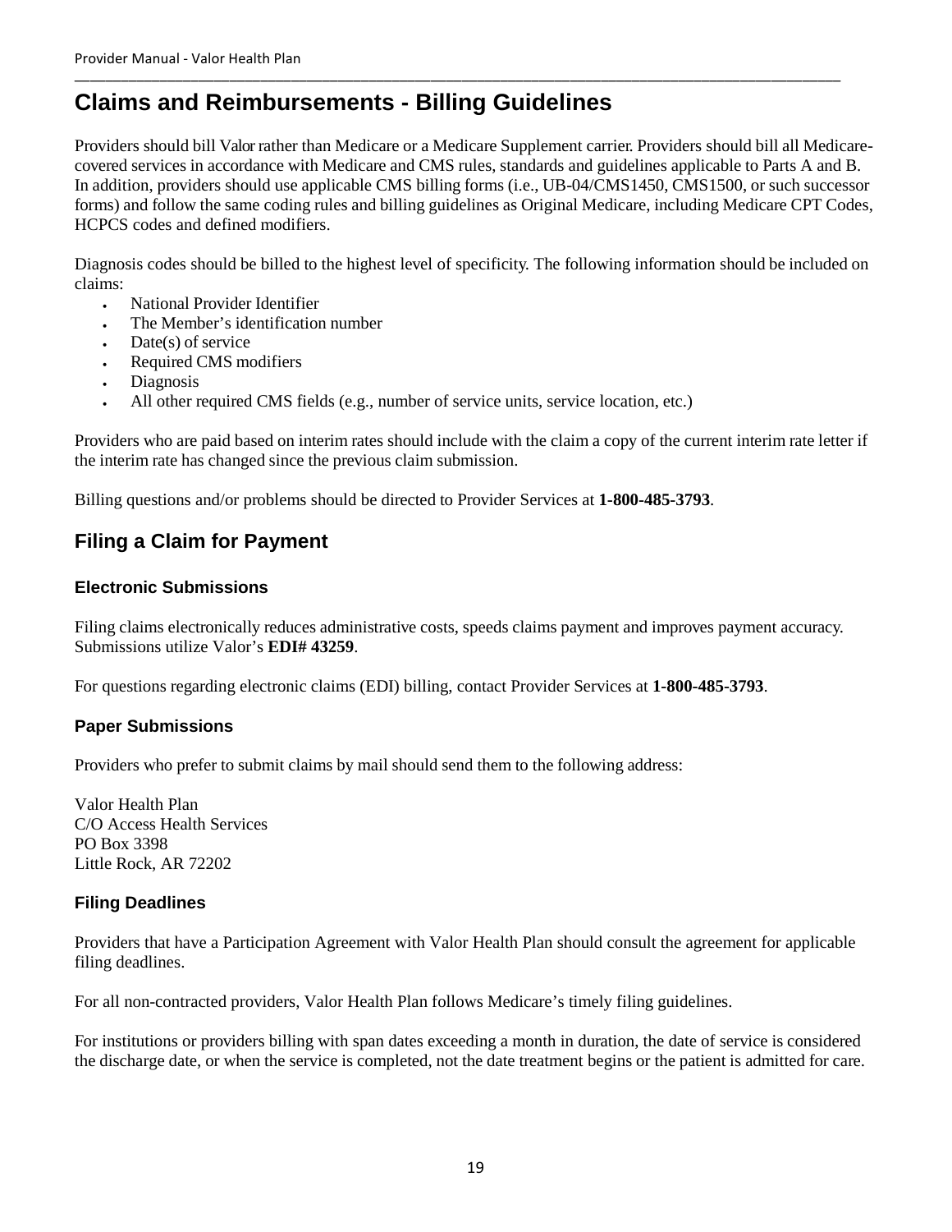## Claims and Reimbursements - Billing Guidelines

Providers should bill Valor rather than Medicare or a Medicare Supplement carrier. Providers should bill all Medicare-covered services in accordance with Medicare and CMS rules, standards and guidelines applicable to Parts A and B. In addition, providers should use applicable CMS billing forms (i.e., UB-04/CMS1450, CMS1500, or such successor forms) and follow the same coding rules and billing guidelines as Original Medicare, including Medicare CPT Codes, HCPCS codes and defined modifiers.

Diagnosis codes should be billed to the highest level of specificity. The following information should be included on claims:

- National Provider Identifier
- The Member's identification number
- Date(s) of service
- Required CMS modifiers
- Diagnosis
- All other required CMS fields (e.g., number of service units, service location, etc.)

Providers who are paid based on interim rates should include with the claim a copy of the current interim rate letter if the interim rate has changed since the previous claim submission.

Billing questions and/or problems should be directed to Provider Services at **1-800-485-3793**.

## Filing a Claim for Payment

### Electronic Submissions

Filing claims electronically reduces administrative costs, speeds claims payment and improves payment accuracy. Submissions utilize Valor's **EDI# 43259**.

For questions regarding electronic claims (EDI) billing, contact Provider Services at **1-800-485-3793**.

### Paper Submissions

Providers who prefer to submit claims by mail should send them to the following address:

Valor Health Plan
C/O Access Health Services
PO Box 3398
Little Rock, AR 72202

### Filing Deadlines

Providers that have a Participation Agreement with Valor Health Plan should consult the agreement for applicable filing deadlines.

For all non-contracted providers, Valor Health Plan follows Medicare's timely filing guidelines.

For institutions or providers billing with span dates exceeding a month in duration, the date of service is considered the discharge date, or when the service is completed, not the date treatment begins or the patient is admitted for care.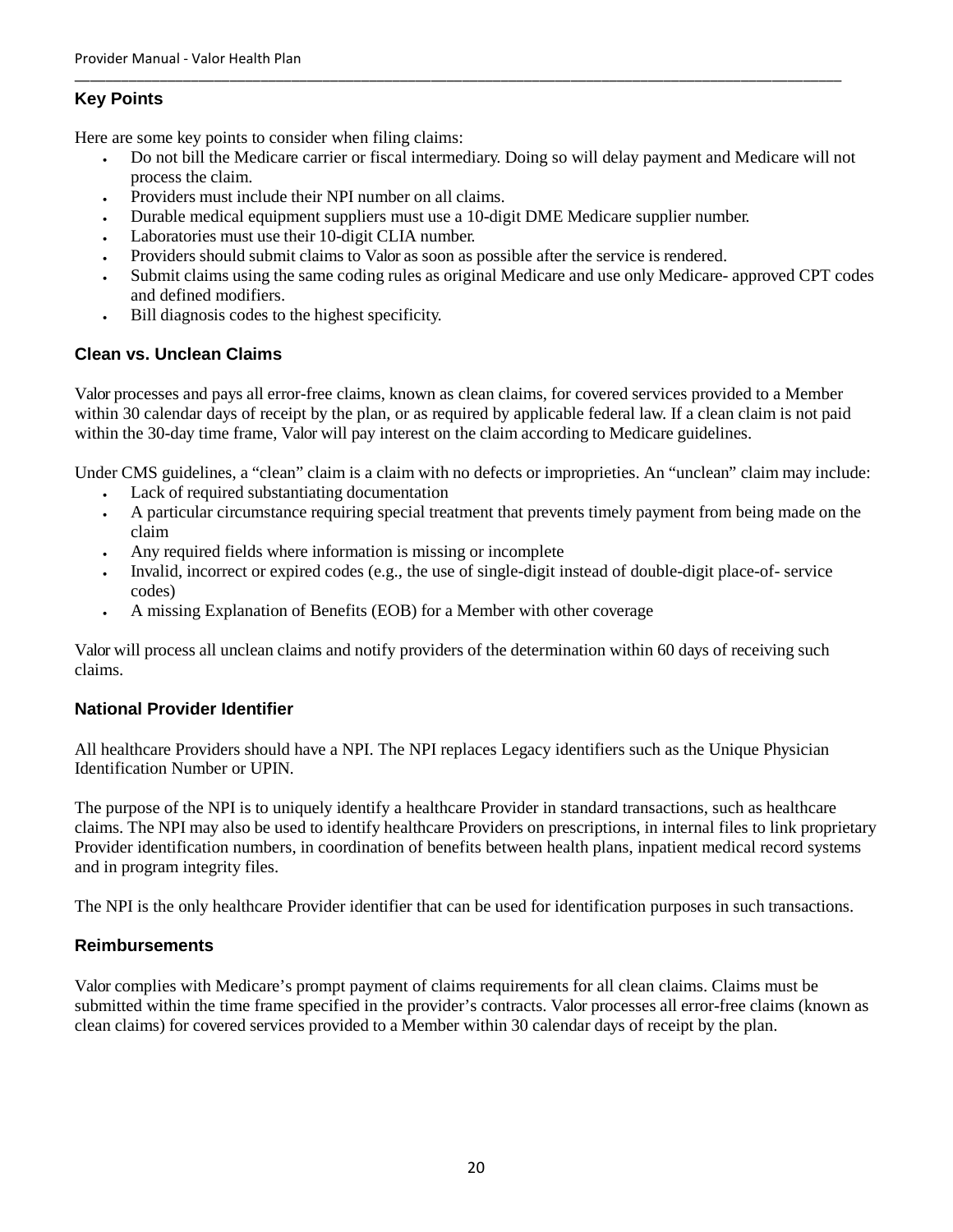### Key Points

Here are some key points to consider when filing claims:

- Do not bill the Medicare carrier or fiscal intermediary. Doing so will delay payment and Medicare will not process the claim.
- Providers must include their NPI number on all claims.
- Durable medical equipment suppliers must use a 10-digit DME Medicare supplier number.
- Laboratories must use their 10-digit CLIA number.
- Providers should submit claims to Valor as soon as possible after the service is rendered.
- Submit claims using the same coding rules as original Medicare and use only Medicare- approved CPT codes and defined modifiers.
- Bill diagnosis codes to the highest specificity.

### Clean vs. Unclean Claims

Valor processes and pays all error-free claims, known as clean claims, for covered services provided to a Member within 30 calendar days of receipt by the plan, or as required by applicable federal law. If a clean claim is not paid within the 30-day time frame, Valor will pay interest on the claim according to Medicare guidelines.

Under CMS guidelines, a "clean" claim is a claim with no defects or improprieties. An "unclean" claim may include:

- Lack of required substantiating documentation
- A particular circumstance requiring special treatment that prevents timely payment from being made on the claim
- Any required fields where information is missing or incomplete
- Invalid, incorrect or expired codes (e.g., the use of single-digit instead of double-digit place-of- service codes)
- A missing Explanation of Benefits (EOB) for a Member with other coverage

Valor will process all unclean claims and notify providers of the determination within 60 days of receiving such claims.

### National Provider Identifier

All healthcare Providers should have a NPI. The NPI replaces Legacy identifiers such as the Unique Physician Identification Number or UPIN.

The purpose of the NPI is to uniquely identify a healthcare Provider in standard transactions, such as healthcare claims. The NPI may also be used to identify healthcare Providers on prescriptions, in internal files to link proprietary Provider identification numbers, in coordination of benefits between health plans, inpatient medical record systems and in program integrity files.

The NPI is the only healthcare Provider identifier that can be used for identification purposes in such transactions.

### Reimbursements

Valor complies with Medicare's prompt payment of claims requirements for all clean claims. Claims must be submitted within the time frame specified in the provider's contracts. Valor processes all error-free claims (known as clean claims) for covered services provided to a Member within 30 calendar days of receipt by the plan.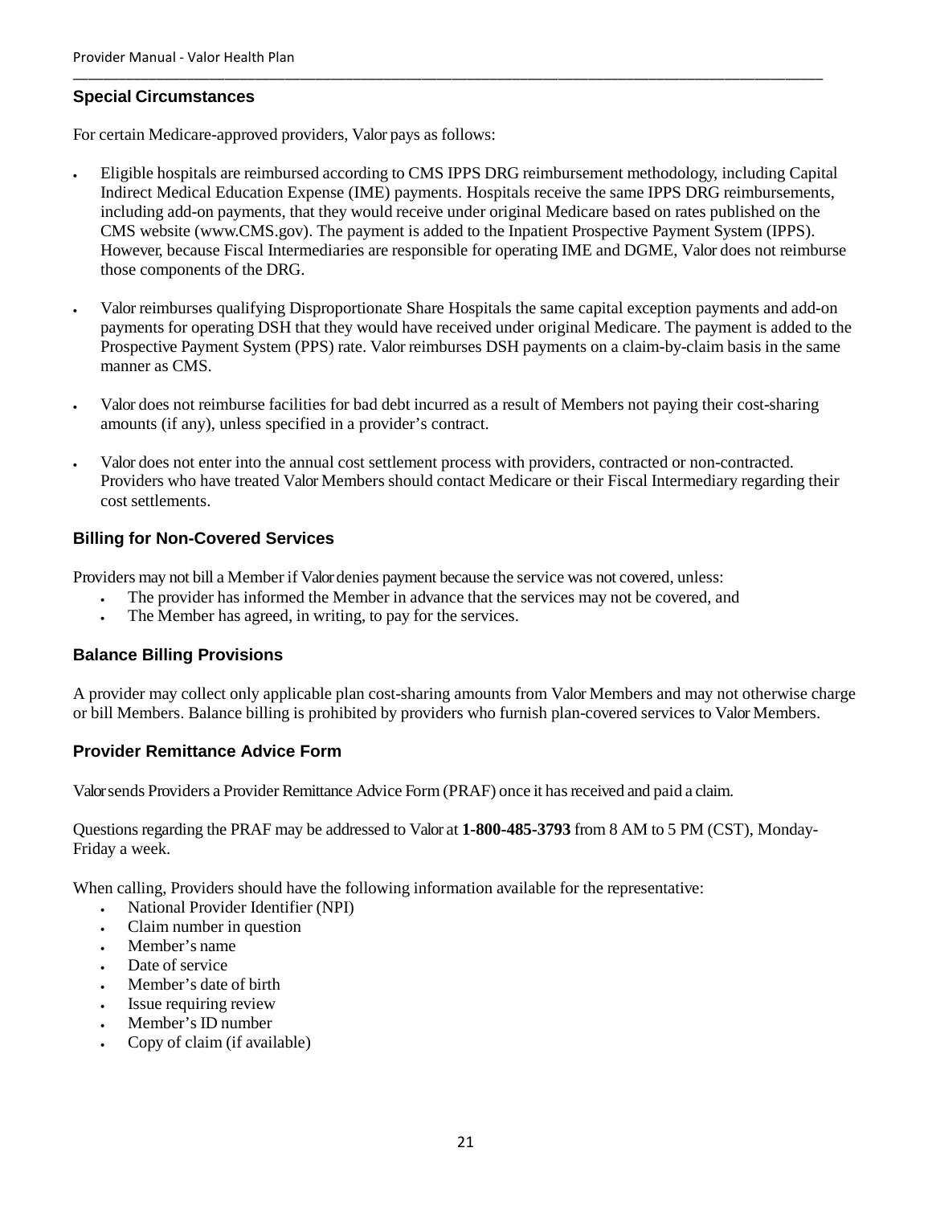### Special Circumstances

For certain Medicare-approved providers, Valor pays as follows:

- Eligible hospitals are reimbursed according to CMS IPPS DRG reimbursement methodology, including Capital Indirect Medical Education Expense (IME) payments. Hospitals receive the same IPPS DRG reimbursements, including add-on payments, that they would receive under original Medicare based on rates published on the CMS website (www.CMS.gov). The payment is added to the Inpatient Prospective Payment System (IPPS). However, because Fiscal Intermediaries are responsible for operating IME and DGME, Valor does not reimburse those components of the DRG.
- Valor reimburses qualifying Disproportionate Share Hospitals the same capital exception payments and add-on payments for operating DSH that they would have received under original Medicare. The payment is added to the Prospective Payment System (PPS) rate. Valor reimburses DSH payments on a claim-by-claim basis in the same manner as CMS.
- Valor does not reimburse facilities for bad debt incurred as a result of Members not paying their cost-sharing amounts (if any), unless specified in a provider's contract.
- Valor does not enter into the annual cost settlement process with providers, contracted or non-contracted. Providers who have treated Valor Members should contact Medicare or their Fiscal Intermediary regarding their cost settlements.

### Billing for Non-Covered Services

Providers may not bill a Member if Valor denies payment because the service was not covered, unless:

- The provider has informed the Member in advance that the services may not be covered, and
- The Member has agreed, in writing, to pay for the services.

### Balance Billing Provisions

A provider may collect only applicable plan cost-sharing amounts from Valor Members and may not otherwise charge or bill Members. Balance billing is prohibited by providers who furnish plan-covered services to Valor Members.

### Provider Remittance Advice Form

Valor sends Providers a Provider Remittance Advice Form (PRAF) once it has received and paid a claim.

Questions regarding the PRAF may be addressed to Valor at **1-800-485-3793** from 8 AM to 5 PM (CST), Monday-Friday a week.

When calling, Providers should have the following information available for the representative:

- National Provider Identifier (NPI)
- Claim number in question
- Member's name
- Date of service
- Member's date of birth
- Issue requiring review
- Member's ID number
- Copy of claim (if available)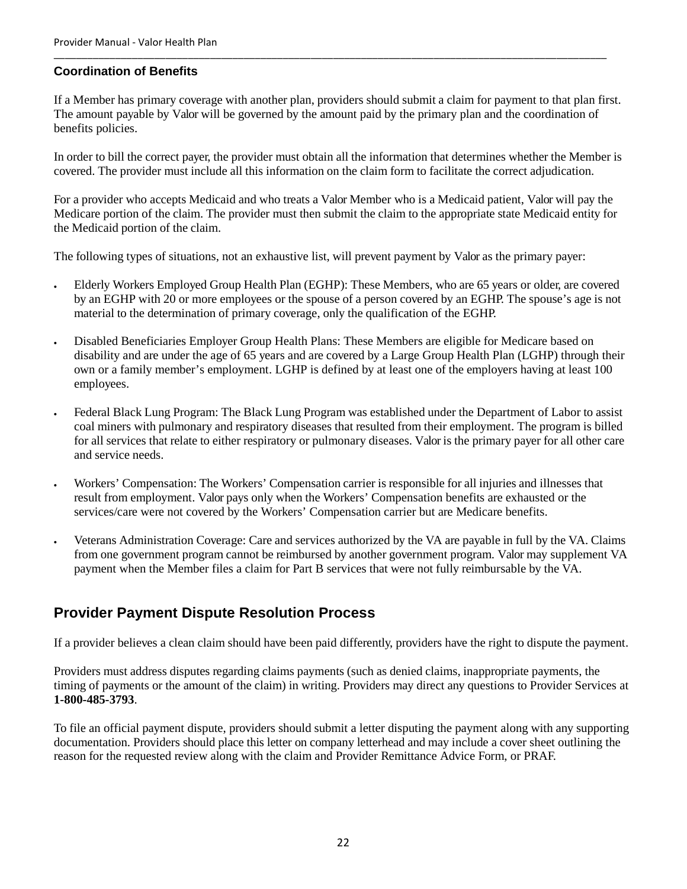### Coordination of Benefits

If a Member has primary coverage with another plan, providers should submit a claim for payment to that plan first. The amount payable by Valor will be governed by the amount paid by the primary plan and the coordination of benefits policies.

In order to bill the correct payer, the provider must obtain all the information that determines whether the Member is covered. The provider must include all this information on the claim form to facilitate the correct adjudication.

For a provider who accepts Medicaid and who treats a Valor Member who is a Medicaid patient, Valor will pay the Medicare portion of the claim. The provider must then submit the claim to the appropriate state Medicaid entity for the Medicaid portion of the claim.

The following types of situations, not an exhaustive list, will prevent payment by Valor as the primary payer:

- Elderly Workers Employed Group Health Plan (EGHP): These Members, who are 65 years or older, are covered by an EGHP with 20 or more employees or the spouse of a person covered by an EGHP. The spouse's age is not material to the determination of primary coverage, only the qualification of the EGHP.
- Disabled Beneficiaries Employer Group Health Plans: These Members are eligible for Medicare based on disability and are under the age of 65 years and are covered by a Large Group Health Plan (LGHP) through their own or a family member's employment. LGHP is defined by at least one of the employers having at least 100 employees.
- Federal Black Lung Program: The Black Lung Program was established under the Department of Labor to assist coal miners with pulmonary and respiratory diseases that resulted from their employment. The program is billed for all services that relate to either respiratory or pulmonary diseases. Valor is the primary payer for all other care and service needs.
- Workers' Compensation: The Workers' Compensation carrier is responsible for all injuries and illnesses that result from employment. Valor pays only when the Workers' Compensation benefits are exhausted or the services/care were not covered by the Workers' Compensation carrier but are Medicare benefits.
- Veterans Administration Coverage: Care and services authorized by the VA are payable in full by the VA. Claims from one government program cannot be reimbursed by another government program. Valor may supplement VA payment when the Member files a claim for Part B services that were not fully reimbursable by the VA.

## Provider Payment Dispute Resolution Process

If a provider believes a clean claim should have been paid differently, providers have the right to dispute the payment.

Providers must address disputes regarding claims payments (such as denied claims, inappropriate payments, the timing of payments or the amount of the claim) in writing. Providers may direct any questions to Provider Services at **1-800-485-3793**.

To file an official payment dispute, providers should submit a letter disputing the payment along with any supporting documentation. Providers should place this letter on company letterhead and may include a cover sheet outlining the reason for the requested review along with the claim and Provider Remittance Advice Form, or PRAF.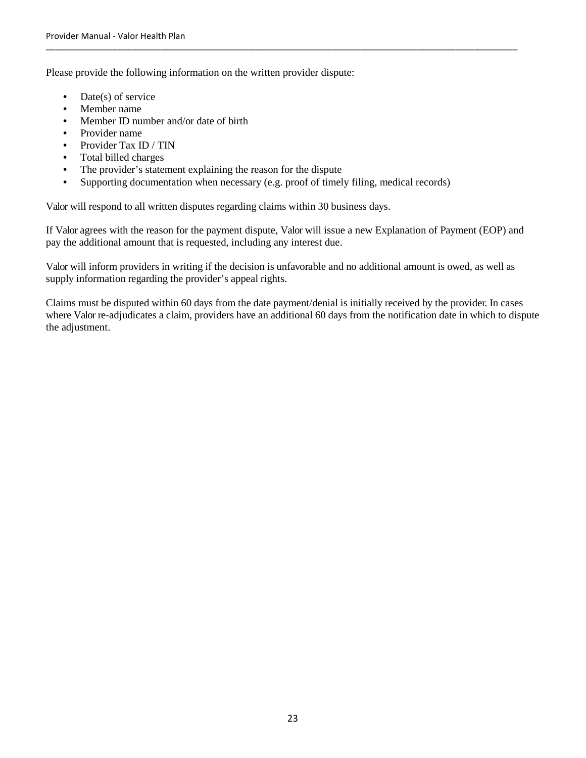Please provide the following information on the written provider dispute:

- Date(s) of service
- Member name
- Member ID number and/or date of birth
- Provider name
- Provider Tax ID / TIN
- Total billed charges
- The provider's statement explaining the reason for the dispute
- Supporting documentation when necessary (e.g. proof of timely filing, medical records)

Valor will respond to all written disputes regarding claims within 30 business days.

If Valor agrees with the reason for the payment dispute, Valor will issue a new Explanation of Payment (EOP) and pay the additional amount that is requested, including any interest due.

Valor will inform providers in writing if the decision is unfavorable and no additional amount is owed, as well as supply information regarding the provider's appeal rights.

Claims must be disputed within 60 days from the date payment/denial is initially received by the provider. In cases where Valor re-adjudicates a claim, providers have an additional 60 days from the notification date in which to dispute the adjustment.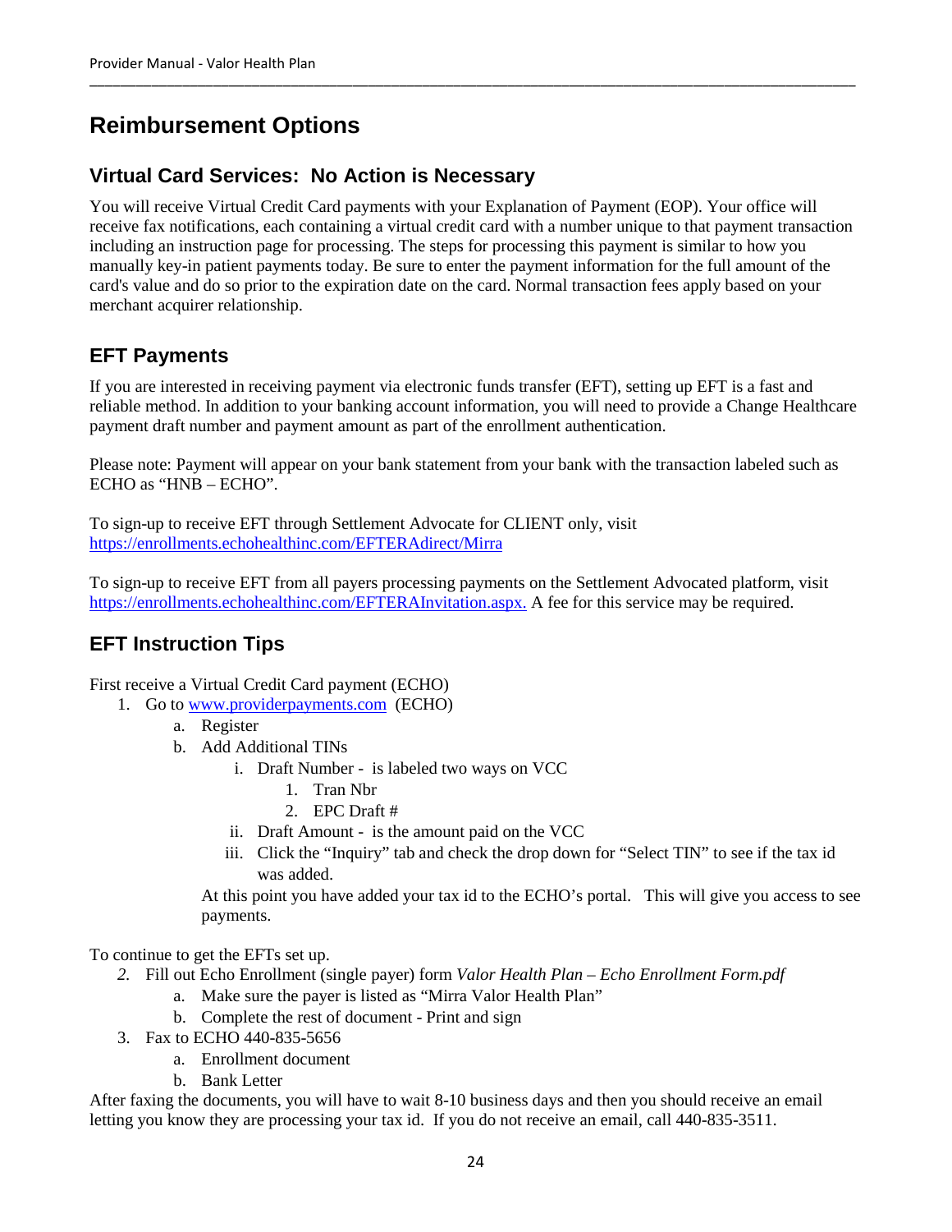# Reimbursement Options

## Virtual Card Services: No Action is Necessary

You will receive Virtual Credit Card payments with your Explanation of Payment (EOP). Your office will receive fax notifications, each containing a virtual credit card with a number unique to that payment transaction including an instruction page for processing. The steps for processing this payment is similar to how you manually key-in patient payments today. Be sure to enter the payment information for the full amount of the card's value and do so prior to the expiration date on the card. Normal transaction fees apply based on your merchant acquirer relationship.

## EFT Payments

If you are interested in receiving payment via electronic funds transfer (EFT), setting up EFT is a fast and reliable method. In addition to your banking account information, you will need to provide a Change Healthcare payment draft number and payment amount as part of the enrollment authentication.

Please note: Payment will appear on your bank statement from your bank with the transaction labeled such as ECHO as "HNB – ECHO".

To sign-up to receive EFT through Settlement Advocate for CLIENT only, visit https://enrollments.echohealthinc.com/EFTERAdirect/Mirra

To sign-up to receive EFT from all payers processing payments on the Settlement Advocated platform, visit https://enrollments.echohealthinc.com/EFTERAInvitation.aspx. A fee for this service may be required.

## EFT Instruction Tips

First receive a Virtual Credit Card payment (ECHO)

1. Go to www.providerpayments.com (ECHO)
    a. Register
    b. Add Additional TINs
        i. Draft Number - is labeled two ways on VCC
            1. Tran Nbr
            2. EPC Draft #
        ii. Draft Amount - is the amount paid on the VCC
        iii. Click the "Inquiry" tab and check the drop down for "Select TIN" to see if the tax id was added.

    At this point you have added your tax id to the ECHO's portal. This will give you access to see payments.

To continue to get the EFTs set up.

2. Fill out Echo Enrollment (single payer) form *Valor Health Plan – Echo Enrollment Form.pdf*
    a. Make sure the payer is listed as "Mirra Valor Health Plan"
    b. Complete the rest of document - Print and sign
3. Fax to ECHO 440-835-5656
    a. Enrollment document
    b. Bank Letter

After faxing the documents, you will have to wait 8-10 business days and then you should receive an email letting you know they are processing your tax id. If you do not receive an email, call 440-835-3511.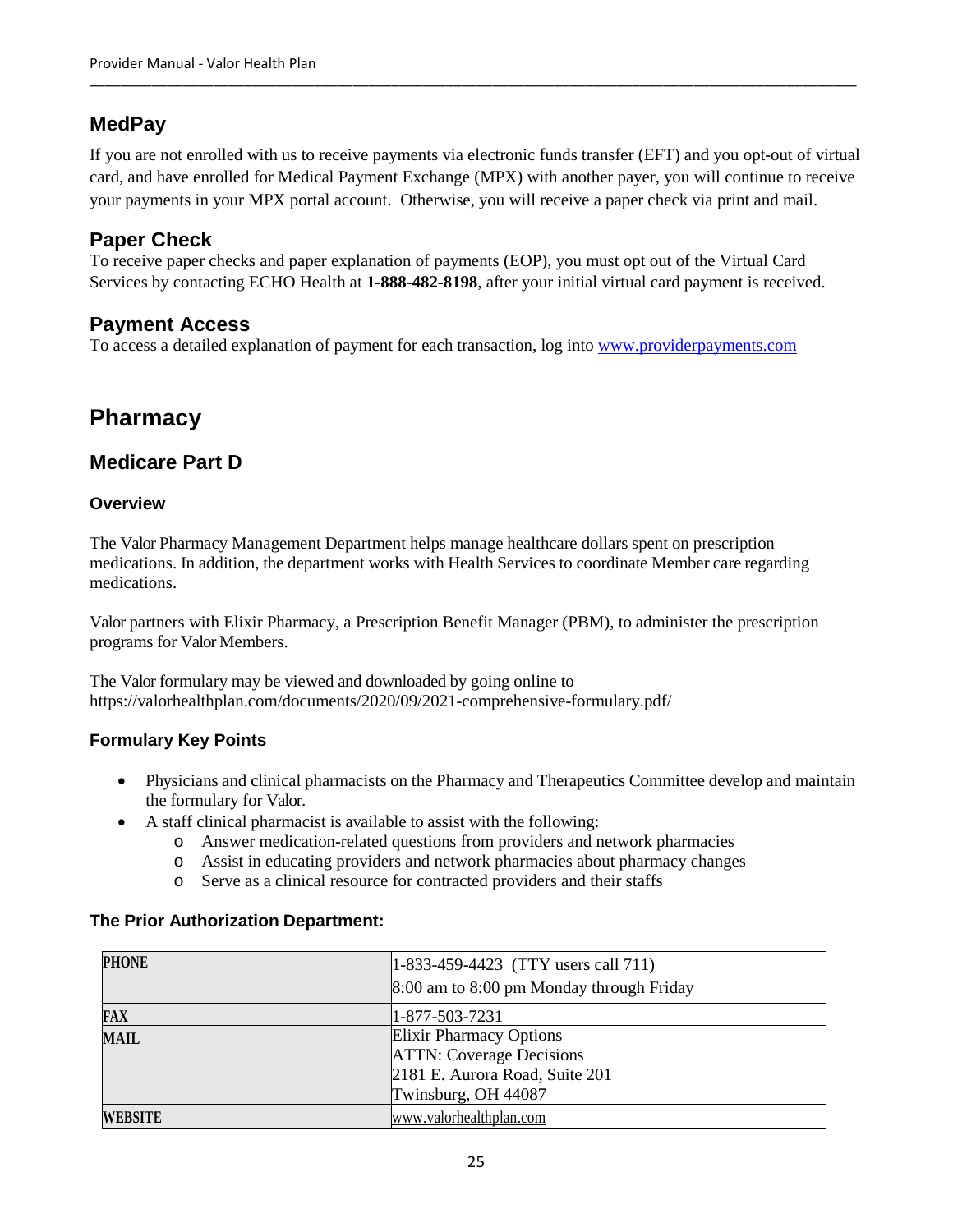## MedPay

If you are not enrolled with us to receive payments via electronic funds transfer (EFT) and you opt-out of virtual card, and have enrolled for Medical Payment Exchange (MPX) with another payer, you will continue to receive your payments in your MPX portal account. Otherwise, you will receive a paper check via print and mail.

## Paper Check

To receive paper checks and paper explanation of payments (EOP), you must opt out of the Virtual Card Services by contacting ECHO Health at **1-888-482-8198**, after your initial virtual card payment is received.

## Payment Access

To access a detailed explanation of payment for each transaction, log into [www.providerpayments.com](www.providerpayments.com)

# Pharmacy

## Medicare Part D

### Overview

The Valor Pharmacy Management Department helps manage healthcare dollars spent on prescription medications. In addition, the department works with Health Services to coordinate Member care regarding medications.

Valor partners with Elixir Pharmacy, a Prescription Benefit Manager (PBM), to administer the prescription programs for Valor Members.

The Valor formulary may be viewed and downloaded by going online to https://valorhealthplan.com/documents/2020/09/2021-comprehensive-formulary.pdf/

### Formulary Key Points

- Physicians and clinical pharmacists on the Pharmacy and Therapeutics Committee develop and maintain the formulary for Valor.
- A staff clinical pharmacist is available to assist with the following:
  - Answer medication-related questions from providers and network pharmacies
  - Assist in educating providers and network pharmacies about pharmacy changes
  - Serve as a clinical resource for contracted providers and their staffs

### The Prior Authorization Department:

| | |
|---|---|
| **PHONE** | 1-833-459-4423 (TTY users call 711)<br>8:00 am to 8:00 pm Monday through Friday |
| **FAX** | 1-877-503-7231 |
| **MAIL** | Elixir Pharmacy Options<br>ATTN: Coverage Decisions<br>2181 E. Aurora Road, Suite 201<br>Twinsburg, OH 44087 |
| **WEBSITE** | www.valorhealthplan.com |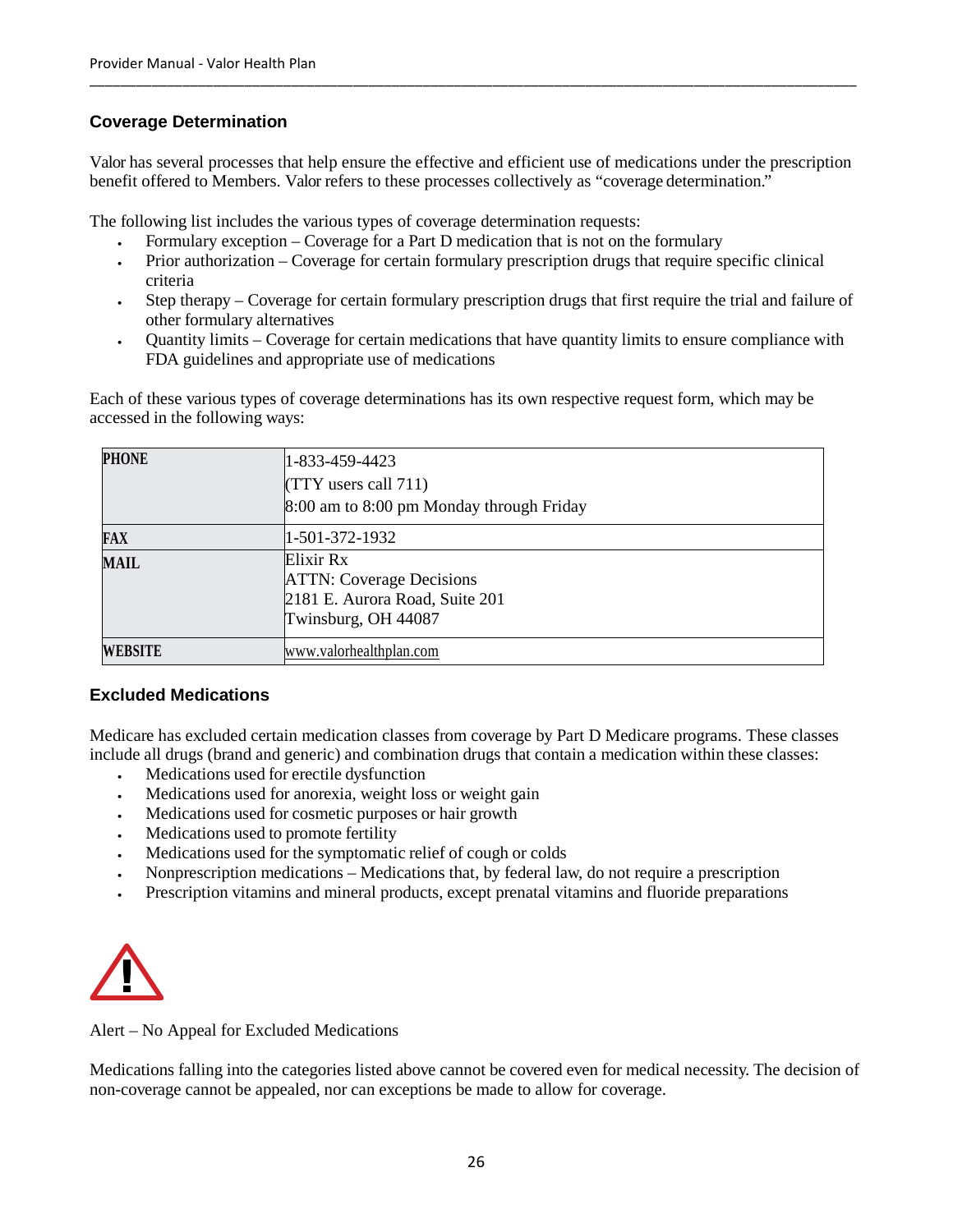## Coverage Determination

Valor has several processes that help ensure the effective and efficient use of medications under the prescription benefit offered to Members. Valor refers to these processes collectively as "coverage determination."

The following list includes the various types of coverage determination requests:

- Formulary exception – Coverage for a Part D medication that is not on the formulary
- Prior authorization – Coverage for certain formulary prescription drugs that require specific clinical criteria
- Step therapy – Coverage for certain formulary prescription drugs that first require the trial and failure of other formulary alternatives
- Quantity limits – Coverage for certain medications that have quantity limits to ensure compliance with FDA guidelines and appropriate use of medications

Each of these various types of coverage determinations has its own respective request form, which may be accessed in the following ways:

| | |
|---|---|
| **PHONE** | 1-833-459-4423<br>(TTY users call 711)<br>8:00 am to 8:00 pm Monday through Friday |
| **FAX** | 1-501-372-1932 |
| **MAIL** | Elixir Rx<br>ATTN: Coverage Decisions<br>2181 E. Aurora Road, Suite 201<br>Twinsburg, OH 44087 |
| **WEBSITE** | www.valorhealthplan.com |

## Excluded Medications

Medicare has excluded certain medication classes from coverage by Part D Medicare programs. These classes include all drugs (brand and generic) and combination drugs that contain a medication within these classes:

- Medications used for erectile dysfunction
- Medications used for anorexia, weight loss or weight gain
- Medications used for cosmetic purposes or hair growth
- Medications used to promote fertility
- Medications used for the symptomatic relief of cough or colds
- Nonprescription medications – Medications that, by federal law, do not require a prescription
- Prescription vitamins and mineral products, except prenatal vitamins and fluoride preparations

Alert – No Appeal for Excluded Medications

Medications falling into the categories listed above cannot be covered even for medical necessity. The decision of non-coverage cannot be appealed, nor can exceptions be made to allow for coverage.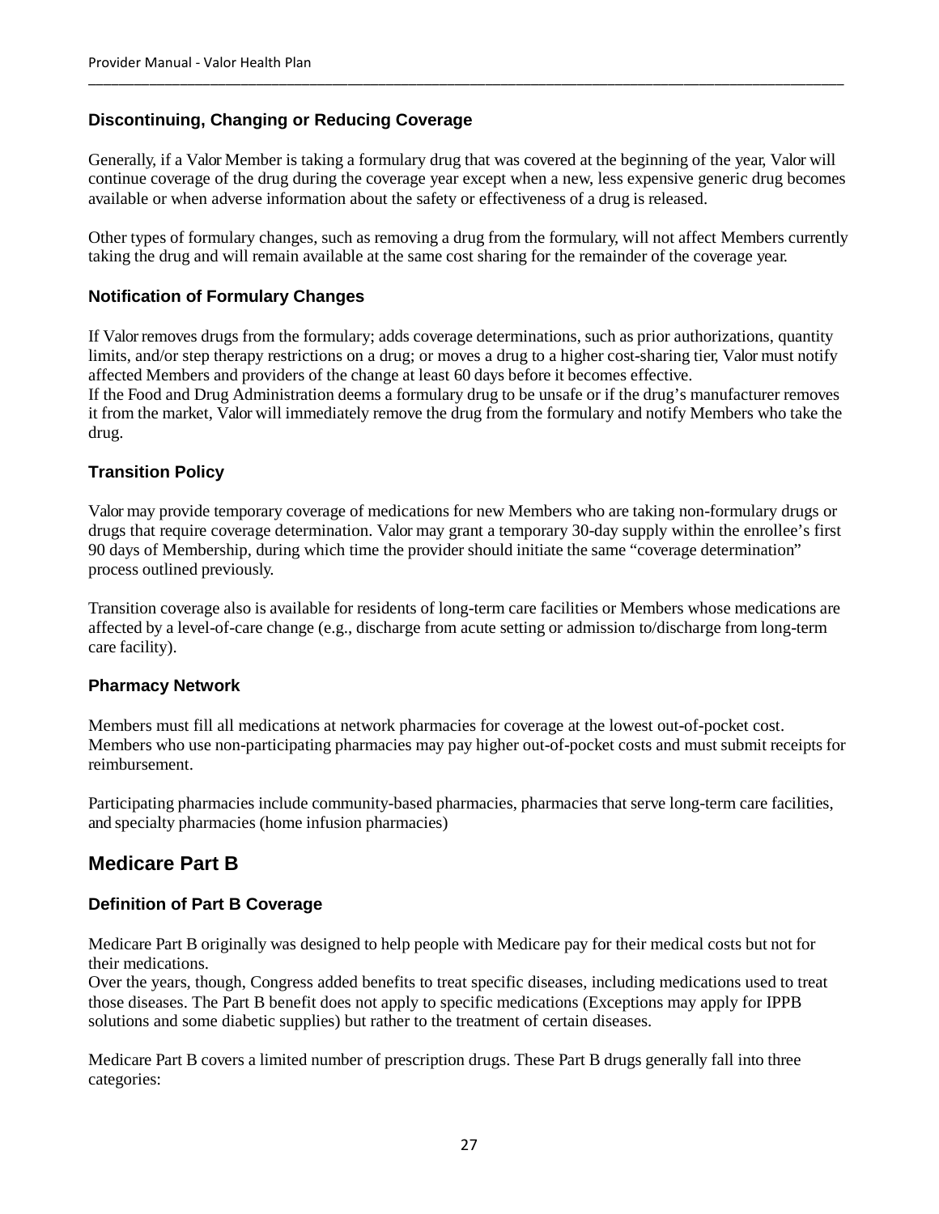### Discontinuing, Changing or Reducing Coverage

Generally, if a Valor Member is taking a formulary drug that was covered at the beginning of the year, Valor will continue coverage of the drug during the coverage year except when a new, less expensive generic drug becomes available or when adverse information about the safety or effectiveness of a drug is released.

Other types of formulary changes, such as removing a drug from the formulary, will not affect Members currently taking the drug and will remain available at the same cost sharing for the remainder of the coverage year.

### Notification of Formulary Changes

If Valor removes drugs from the formulary; adds coverage determinations, such as prior authorizations, quantity limits, and/or step therapy restrictions on a drug; or moves a drug to a higher cost-sharing tier, Valor must notify affected Members and providers of the change at least 60 days before it becomes effective.
If the Food and Drug Administration deems a formulary drug to be unsafe or if the drug's manufacturer removes it from the market, Valor will immediately remove the drug from the formulary and notify Members who take the drug.

### Transition Policy

Valor may provide temporary coverage of medications for new Members who are taking non-formulary drugs or drugs that require coverage determination. Valor may grant a temporary 30-day supply within the enrollee's first 90 days of Membership, during which time the provider should initiate the same "coverage determination" process outlined previously.

Transition coverage also is available for residents of long-term care facilities or Members whose medications are affected by a level-of-care change (e.g., discharge from acute setting or admission to/discharge from long-term care facility).

### Pharmacy Network

Members must fill all medications at network pharmacies for coverage at the lowest out-of-pocket cost. Members who use non-participating pharmacies may pay higher out-of-pocket costs and must submit receipts for reimbursement.

Participating pharmacies include community-based pharmacies, pharmacies that serve long-term care facilities, and specialty pharmacies (home infusion pharmacies)

## Medicare Part B

### Definition of Part B Coverage

Medicare Part B originally was designed to help people with Medicare pay for their medical costs but not for their medications.
Over the years, though, Congress added benefits to treat specific diseases, including medications used to treat those diseases. The Part B benefit does not apply to specific medications (Exceptions may apply for IPPB solutions and some diabetic supplies) but rather to the treatment of certain diseases.

Medicare Part B covers a limited number of prescription drugs. These Part B drugs generally fall into three categories: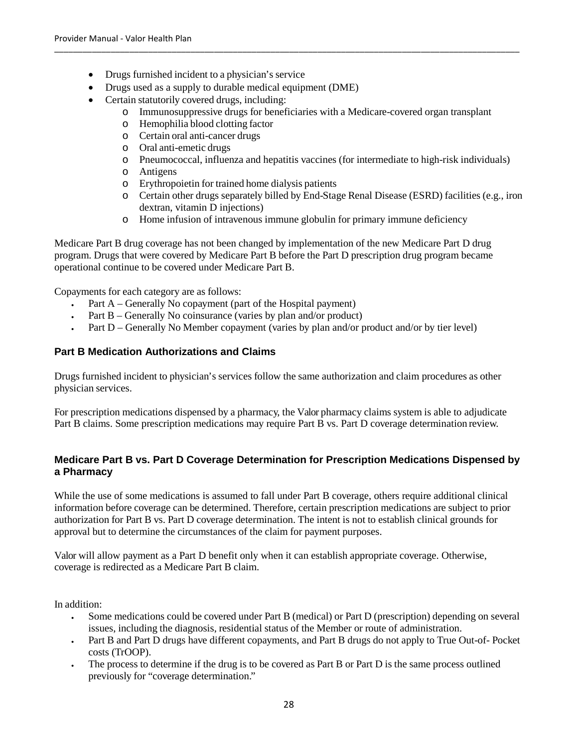- Drugs furnished incident to a physician's service
- Drugs used as a supply to durable medical equipment (DME)
- Certain statutorily covered drugs, including:
  - Immunosuppressive drugs for beneficiaries with a Medicare-covered organ transplant
  - Hemophilia blood clotting factor
  - Certain oral anti-cancer drugs
  - Oral anti-emetic drugs
  - Pneumococcal, influenza and hepatitis vaccines (for intermediate to high-risk individuals)
  - Antigens
  - Erythropoietin for trained home dialysis patients
  - Certain other drugs separately billed by End-Stage Renal Disease (ESRD) facilities (e.g., iron dextran, vitamin D injections)
  - Home infusion of intravenous immune globulin for primary immune deficiency

Medicare Part B drug coverage has not been changed by implementation of the new Medicare Part D drug program. Drugs that were covered by Medicare Part B before the Part D prescription drug program became operational continue to be covered under Medicare Part B.

Copayments for each category are as follows:

- Part A – Generally No copayment (part of the Hospital payment)
- Part B – Generally No coinsurance (varies by plan and/or product)
- Part D – Generally No Member copayment (varies by plan and/or product and/or by tier level)

### Part B Medication Authorizations and Claims

Drugs furnished incident to physician's services follow the same authorization and claim procedures as other physician services.

For prescription medications dispensed by a pharmacy, the Valor pharmacy claims system is able to adjudicate Part B claims. Some prescription medications may require Part B vs. Part D coverage determination review.

### Medicare Part B vs. Part D Coverage Determination for Prescription Medications Dispensed by a Pharmacy

While the use of some medications is assumed to fall under Part B coverage, others require additional clinical information before coverage can be determined. Therefore, certain prescription medications are subject to prior authorization for Part B vs. Part D coverage determination. The intent is not to establish clinical grounds for approval but to determine the circumstances of the claim for payment purposes.

Valor will allow payment as a Part D benefit only when it can establish appropriate coverage. Otherwise, coverage is redirected as a Medicare Part B claim.

In addition:

- Some medications could be covered under Part B (medical) or Part D (prescription) depending on several issues, including the diagnosis, residential status of the Member or route of administration.
- Part B and Part D drugs have different copayments, and Part B drugs do not apply to True Out-of- Pocket costs (TrOOP).
- The process to determine if the drug is to be covered as Part B or Part D is the same process outlined previously for "coverage determination."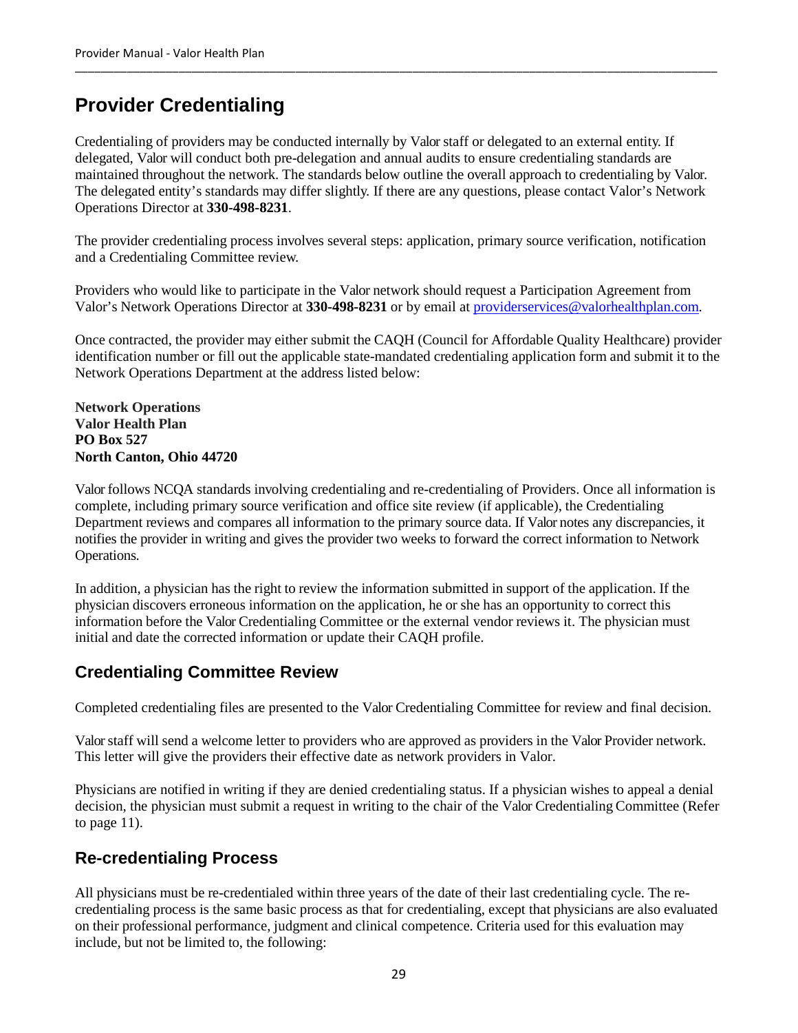# Provider Credentialing

Credentialing of providers may be conducted internally by Valor staff or delegated to an external entity. If delegated, Valor will conduct both pre-delegation and annual audits to ensure credentialing standards are maintained throughout the network. The standards below outline the overall approach to credentialing by Valor. The delegated entity's standards may differ slightly. If there are any questions, please contact Valor's Network Operations Director at **330-498-8231**.

The provider credentialing process involves several steps: application, primary source verification, notification and a Credentialing Committee review.

Providers who would like to participate in the Valor network should request a Participation Agreement from Valor's Network Operations Director at **330-498-8231** or by email at providerservices@valorhealthplan.com.

Once contracted, the provider may either submit the CAQH (Council for Affordable Quality Healthcare) provider identification number or fill out the applicable state-mandated credentialing application form and submit it to the Network Operations Department at the address listed below:

**Network Operations**
**Valor Health Plan**
**PO Box 527**
**North Canton, Ohio 44720**

Valor follows NCQA standards involving credentialing and re-credentialing of Providers. Once all information is complete, including primary source verification and office site review (if applicable), the Credentialing Department reviews and compares all information to the primary source data. If Valor notes any discrepancies, it notifies the provider in writing and gives the provider two weeks to forward the correct information to Network Operations.

In addition, a physician has the right to review the information submitted in support of the application. If the physician discovers erroneous information on the application, he or she has an opportunity to correct this information before the Valor Credentialing Committee or the external vendor reviews it. The physician must initial and date the corrected information or update their CAQH profile.

## Credentialing Committee Review

Completed credentialing files are presented to the Valor Credentialing Committee for review and final decision.

Valor staff will send a welcome letter to providers who are approved as providers in the Valor Provider network. This letter will give the providers their effective date as network providers in Valor.

Physicians are notified in writing if they are denied credentialing status. If a physician wishes to appeal a denial decision, the physician must submit a request in writing to the chair of the Valor Credentialing Committee (Refer to page 11).

## Re-credentialing Process

All physicians must be re-credentialed within three years of the date of their last credentialing cycle. The re-credentialing process is the same basic process as that for credentialing, except that physicians are also evaluated on their professional performance, judgment and clinical competence. Criteria used for this evaluation may include, but not be limited to, the following: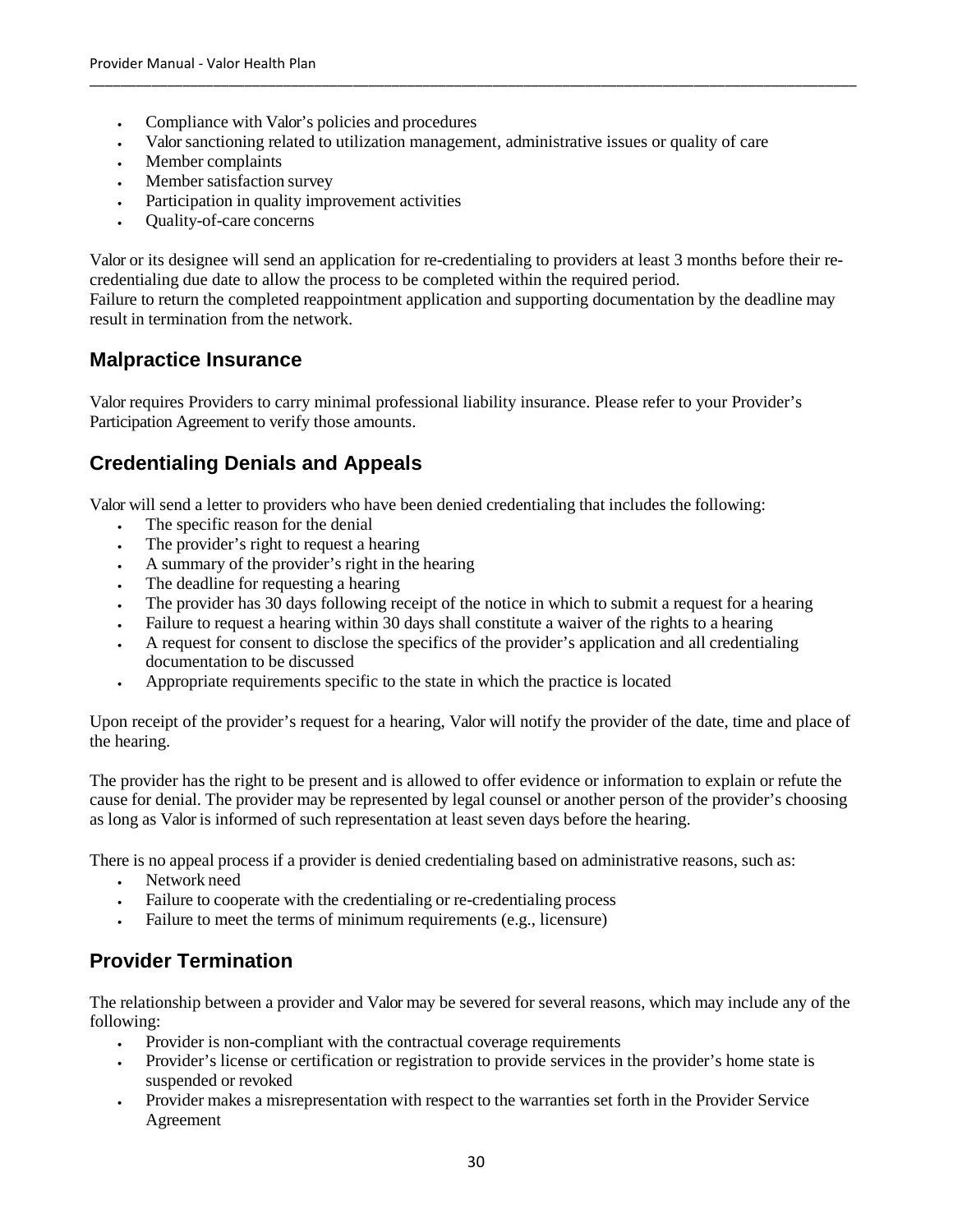- Compliance with Valor's policies and procedures
- Valor sanctioning related to utilization management, administrative issues or quality of care
- Member complaints
- Member satisfaction survey
- Participation in quality improvement activities
- Quality-of-care concerns

Valor or its designee will send an application for re-credentialing to providers at least 3 months before their re-credentialing due date to allow the process to be completed within the required period.
Failure to return the completed reappointment application and supporting documentation by the deadline may result in termination from the network.

## Malpractice Insurance

Valor requires Providers to carry minimal professional liability insurance. Please refer to your Provider's Participation Agreement to verify those amounts.

## Credentialing Denials and Appeals

Valor will send a letter to providers who have been denied credentialing that includes the following:

- The specific reason for the denial
- The provider's right to request a hearing
- A summary of the provider's right in the hearing
- The deadline for requesting a hearing
- The provider has 30 days following receipt of the notice in which to submit a request for a hearing
- Failure to request a hearing within 30 days shall constitute a waiver of the rights to a hearing
- A request for consent to disclose the specifics of the provider's application and all credentialing documentation to be discussed
- Appropriate requirements specific to the state in which the practice is located

Upon receipt of the provider's request for a hearing, Valor will notify the provider of the date, time and place of the hearing.

The provider has the right to be present and is allowed to offer evidence or information to explain or refute the cause for denial. The provider may be represented by legal counsel or another person of the provider's choosing as long as Valor is informed of such representation at least seven days before the hearing.

There is no appeal process if a provider is denied credentialing based on administrative reasons, such as:

- Network need
- Failure to cooperate with the credentialing or re-credentialing process
- Failure to meet the terms of minimum requirements (e.g., licensure)

## Provider Termination

The relationship between a provider and Valor may be severed for several reasons, which may include any of the following:

- Provider is non-compliant with the contractual coverage requirements
- Provider's license or certification or registration to provide services in the provider's home state is suspended or revoked
- Provider makes a misrepresentation with respect to the warranties set forth in the Provider Service Agreement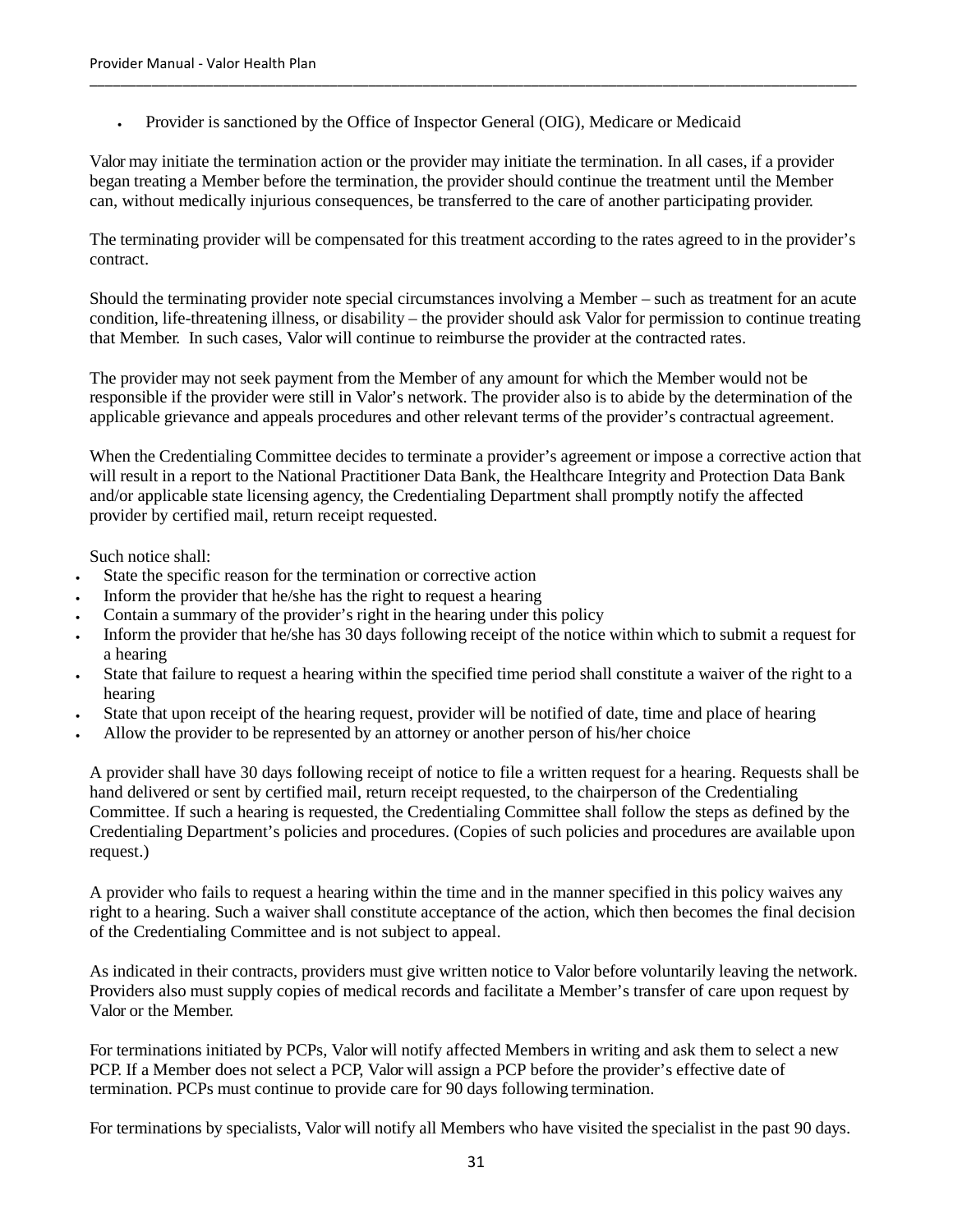- Provider is sanctioned by the Office of Inspector General (OIG), Medicare or Medicaid

Valor may initiate the termination action or the provider may initiate the termination. In all cases, if a provider began treating a Member before the termination, the provider should continue the treatment until the Member can, without medically injurious consequences, be transferred to the care of another participating provider.

The terminating provider will be compensated for this treatment according to the rates agreed to in the provider's contract.

Should the terminating provider note special circumstances involving a Member – such as treatment for an acute condition, life-threatening illness, or disability – the provider should ask Valor for permission to continue treating that Member. In such cases, Valor will continue to reimburse the provider at the contracted rates.

The provider may not seek payment from the Member of any amount for which the Member would not be responsible if the provider were still in Valor's network. The provider also is to abide by the determination of the applicable grievance and appeals procedures and other relevant terms of the provider's contractual agreement.

When the Credentialing Committee decides to terminate a provider's agreement or impose a corrective action that will result in a report to the National Practitioner Data Bank, the Healthcare Integrity and Protection Data Bank and/or applicable state licensing agency, the Credentialing Department shall promptly notify the affected provider by certified mail, return receipt requested.

Such notice shall:

- State the specific reason for the termination or corrective action
- Inform the provider that he/she has the right to request a hearing
- Contain a summary of the provider's right in the hearing under this policy
- Inform the provider that he/she has 30 days following receipt of the notice within which to submit a request for a hearing
- State that failure to request a hearing within the specified time period shall constitute a waiver of the right to a hearing
- State that upon receipt of the hearing request, provider will be notified of date, time and place of hearing
- Allow the provider to be represented by an attorney or another person of his/her choice

A provider shall have 30 days following receipt of notice to file a written request for a hearing. Requests shall be hand delivered or sent by certified mail, return receipt requested, to the chairperson of the Credentialing Committee. If such a hearing is requested, the Credentialing Committee shall follow the steps as defined by the Credentialing Department's policies and procedures. (Copies of such policies and procedures are available upon request.)

A provider who fails to request a hearing within the time and in the manner specified in this policy waives any right to a hearing. Such a waiver shall constitute acceptance of the action, which then becomes the final decision of the Credentialing Committee and is not subject to appeal.

As indicated in their contracts, providers must give written notice to Valor before voluntarily leaving the network. Providers also must supply copies of medical records and facilitate a Member's transfer of care upon request by Valor or the Member.

For terminations initiated by PCPs, Valor will notify affected Members in writing and ask them to select a new PCP. If a Member does not select a PCP, Valor will assign a PCP before the provider's effective date of termination. PCPs must continue to provide care for 90 days following termination.

For terminations by specialists, Valor will notify all Members who have visited the specialist in the past 90 days.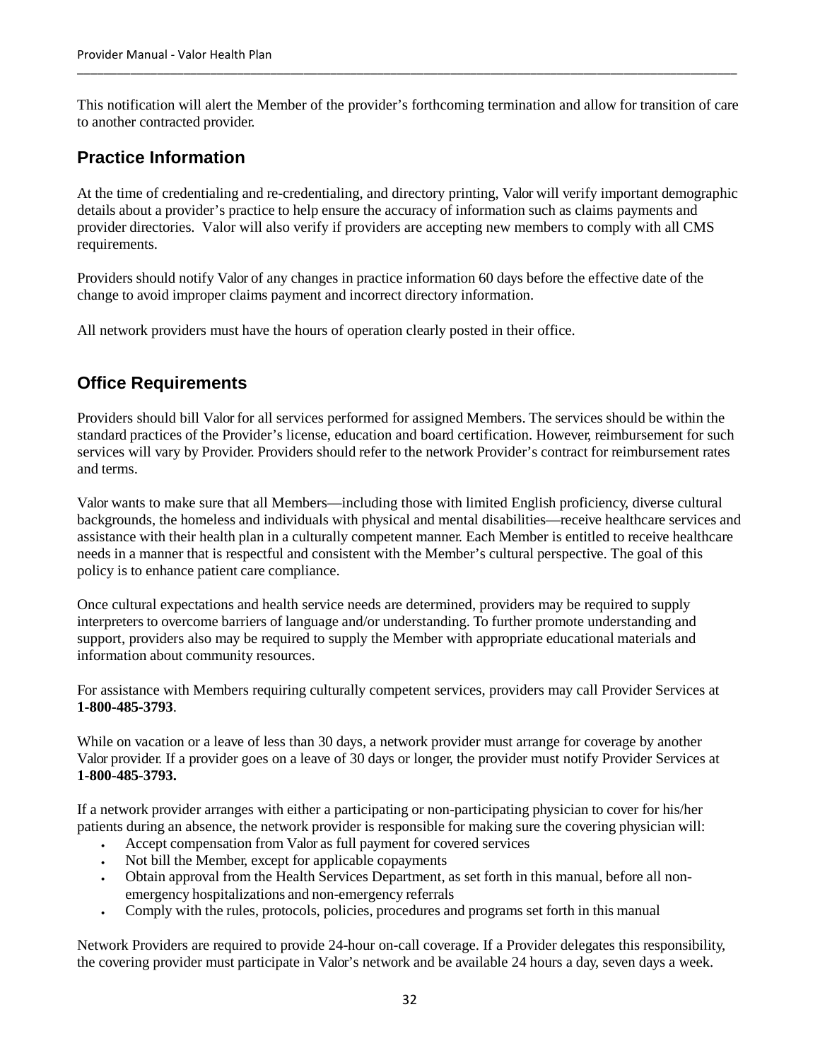This notification will alert the Member of the provider's forthcoming termination and allow for transition of care to another contracted provider.

## Practice Information

At the time of credentialing and re-credentialing, and directory printing, Valor will verify important demographic details about a provider's practice to help ensure the accuracy of information such as claims payments and provider directories. Valor will also verify if providers are accepting new members to comply with all CMS requirements.

Providers should notify Valor of any changes in practice information 60 days before the effective date of the change to avoid improper claims payment and incorrect directory information.

All network providers must have the hours of operation clearly posted in their office.

## Office Requirements

Providers should bill Valor for all services performed for assigned Members. The services should be within the standard practices of the Provider's license, education and board certification. However, reimbursement for such services will vary by Provider. Providers should refer to the network Provider's contract for reimbursement rates and terms.

Valor wants to make sure that all Members—including those with limited English proficiency, diverse cultural backgrounds, the homeless and individuals with physical and mental disabilities—receive healthcare services and assistance with their health plan in a culturally competent manner. Each Member is entitled to receive healthcare needs in a manner that is respectful and consistent with the Member's cultural perspective. The goal of this policy is to enhance patient care compliance.

Once cultural expectations and health service needs are determined, providers may be required to supply interpreters to overcome barriers of language and/or understanding. To further promote understanding and support, providers also may be required to supply the Member with appropriate educational materials and information about community resources.

For assistance with Members requiring culturally competent services, providers may call Provider Services at **1-800-485-3793**.

While on vacation or a leave of less than 30 days, a network provider must arrange for coverage by another Valor provider. If a provider goes on a leave of 30 days or longer, the provider must notify Provider Services at **1-800-485-3793.**

If a network provider arranges with either a participating or non-participating physician to cover for his/her patients during an absence, the network provider is responsible for making sure the covering physician will:

- Accept compensation from Valor as full payment for covered services
- Not bill the Member, except for applicable copayments
- Obtain approval from the Health Services Department, as set forth in this manual, before all non-emergency hospitalizations and non-emergency referrals
- Comply with the rules, protocols, policies, procedures and programs set forth in this manual

Network Providers are required to provide 24-hour on-call coverage. If a Provider delegates this responsibility, the covering provider must participate in Valor's network and be available 24 hours a day, seven days a week.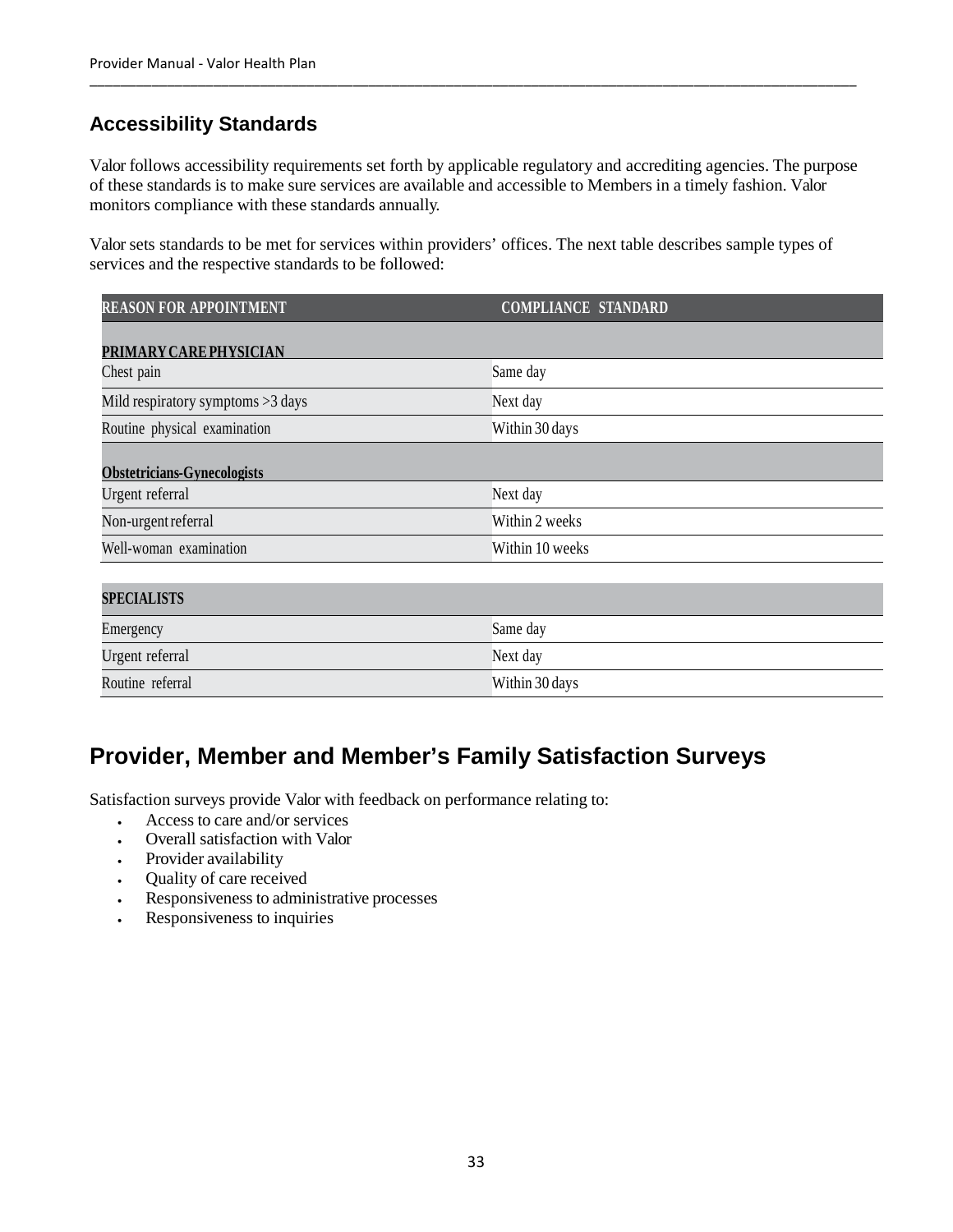## Accessibility Standards

Valor follows accessibility requirements set forth by applicable regulatory and accrediting agencies. The purpose of these standards is to make sure services are available and accessible to Members in a timely fashion. Valor monitors compliance with these standards annually.

Valor sets standards to be met for services within providers' offices. The next table describes sample types of services and the respective standards to be followed:

| REASON FOR APPOINTMENT | COMPLIANCE STANDARD |
|---|---|
| **PRIMARY CARE PHYSICIAN** | |
| Chest pain | Same day |
| Mild respiratory symptoms >3 days | Next day |
| Routine physical examination | Within 30 days |
| **Obstetricians-Gynecologists** | |
| Urgent referral | Next day |
| Non-urgent referral | Within 2 weeks |
| Well-woman examination | Within 10 weeks |
| **SPECIALISTS** | |
| Emergency | Same day |
| Urgent referral | Next day |
| Routine referral | Within 30 days |

## Provider, Member and Member's Family Satisfaction Surveys

Satisfaction surveys provide Valor with feedback on performance relating to:

- Access to care and/or services
- Overall satisfaction with Valor
- Provider availability
- Quality of care received
- Responsiveness to administrative processes
- Responsiveness to inquiries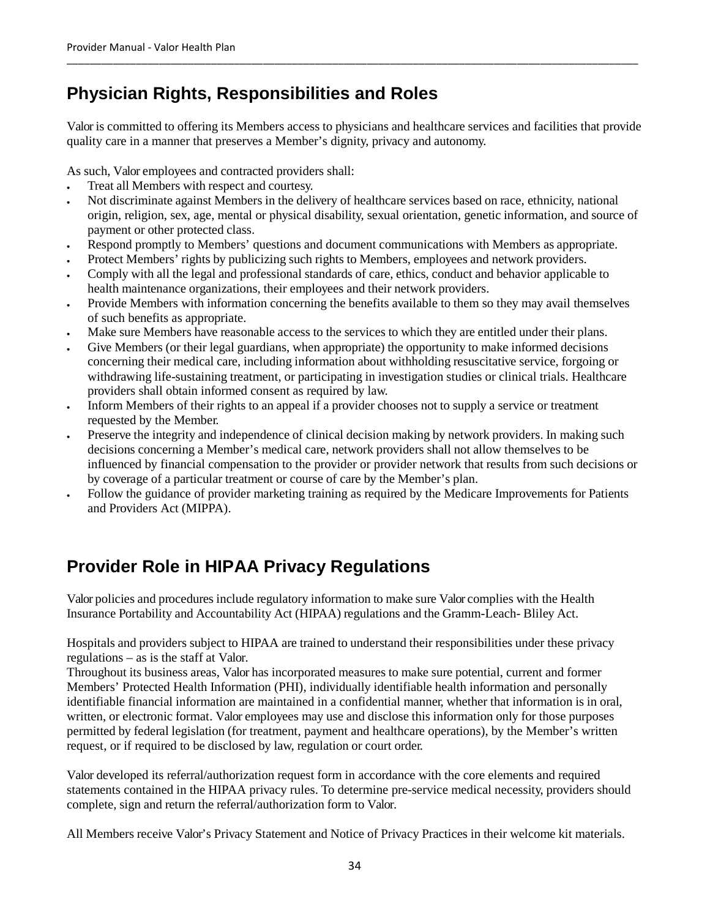## Physician Rights, Responsibilities and Roles

Valor is committed to offering its Members access to physicians and healthcare services and facilities that provide quality care in a manner that preserves a Member's dignity, privacy and autonomy.

As such, Valor employees and contracted providers shall:

- Treat all Members with respect and courtesy.
- Not discriminate against Members in the delivery of healthcare services based on race, ethnicity, national origin, religion, sex, age, mental or physical disability, sexual orientation, genetic information, and source of payment or other protected class.
- Respond promptly to Members' questions and document communications with Members as appropriate.
- Protect Members' rights by publicizing such rights to Members, employees and network providers.
- Comply with all the legal and professional standards of care, ethics, conduct and behavior applicable to health maintenance organizations, their employees and their network providers.
- Provide Members with information concerning the benefits available to them so they may avail themselves of such benefits as appropriate.
- Make sure Members have reasonable access to the services to which they are entitled under their plans.
- Give Members (or their legal guardians, when appropriate) the opportunity to make informed decisions concerning their medical care, including information about withholding resuscitative service, forgoing or withdrawing life-sustaining treatment, or participating in investigation studies or clinical trials. Healthcare providers shall obtain informed consent as required by law.
- Inform Members of their rights to an appeal if a provider chooses not to supply a service or treatment requested by the Member.
- Preserve the integrity and independence of clinical decision making by network providers. In making such decisions concerning a Member's medical care, network providers shall not allow themselves to be influenced by financial compensation to the provider or provider network that results from such decisions or by coverage of a particular treatment or course of care by the Member's plan.
- Follow the guidance of provider marketing training as required by the Medicare Improvements for Patients and Providers Act (MIPPA).

## Provider Role in HIPAA Privacy Regulations

Valor policies and procedures include regulatory information to make sure Valor complies with the Health Insurance Portability and Accountability Act (HIPAA) regulations and the Gramm-Leach- Bliley Act.

Hospitals and providers subject to HIPAA are trained to understand their responsibilities under these privacy regulations – as is the staff at Valor.
Throughout its business areas, Valor has incorporated measures to make sure potential, current and former Members' Protected Health Information (PHI), individually identifiable health information and personally identifiable financial information are maintained in a confidential manner, whether that information is in oral, written, or electronic format. Valor employees may use and disclose this information only for those purposes permitted by federal legislation (for treatment, payment and healthcare operations), by the Member's written request, or if required to be disclosed by law, regulation or court order.

Valor developed its referral/authorization request form in accordance with the core elements and required statements contained in the HIPAA privacy rules. To determine pre-service medical necessity, providers should complete, sign and return the referral/authorization form to Valor.

All Members receive Valor's Privacy Statement and Notice of Privacy Practices in their welcome kit materials.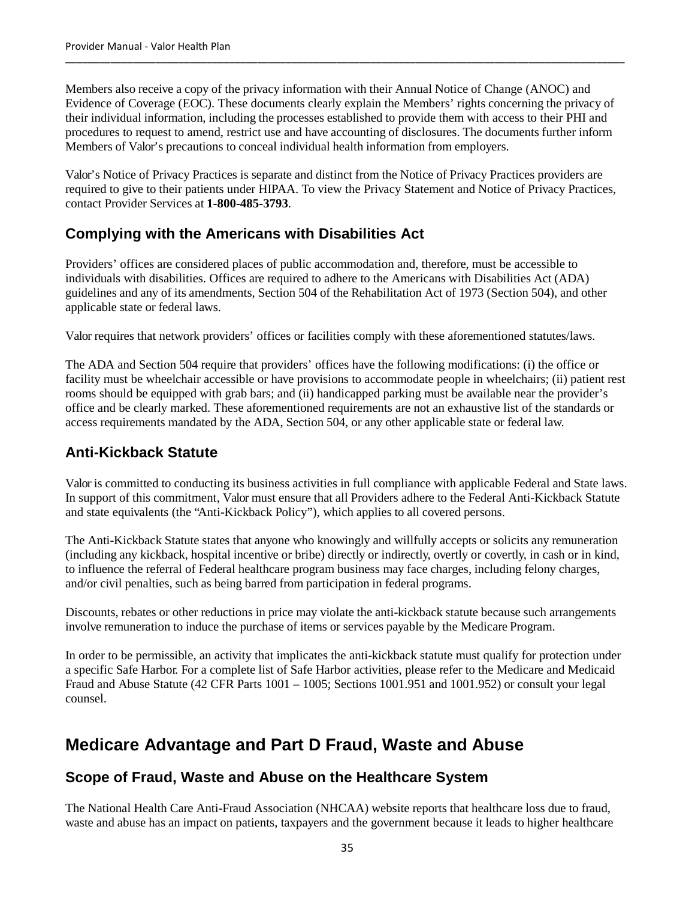Members also receive a copy of the privacy information with their Annual Notice of Change (ANOC) and Evidence of Coverage (EOC). These documents clearly explain the Members' rights concerning the privacy of their individual information, including the processes established to provide them with access to their PHI and procedures to request to amend, restrict use and have accounting of disclosures. The documents further inform Members of Valor's precautions to conceal individual health information from employers.

Valor's Notice of Privacy Practices is separate and distinct from the Notice of Privacy Practices providers are required to give to their patients under HIPAA. To view the Privacy Statement and Notice of Privacy Practices, contact Provider Services at **1-800-485-3793**.

### Complying with the Americans with Disabilities Act

Providers' offices are considered places of public accommodation and, therefore, must be accessible to individuals with disabilities. Offices are required to adhere to the Americans with Disabilities Act (ADA) guidelines and any of its amendments, Section 504 of the Rehabilitation Act of 1973 (Section 504), and other applicable state or federal laws.

Valor requires that network providers' offices or facilities comply with these aforementioned statutes/laws.

The ADA and Section 504 require that providers' offices have the following modifications: (i) the office or facility must be wheelchair accessible or have provisions to accommodate people in wheelchairs; (ii) patient rest rooms should be equipped with grab bars; and (ii) handicapped parking must be available near the provider's office and be clearly marked. These aforementioned requirements are not an exhaustive list of the standards or access requirements mandated by the ADA, Section 504, or any other applicable state or federal law.

### Anti-Kickback Statute

Valor is committed to conducting its business activities in full compliance with applicable Federal and State laws. In support of this commitment, Valor must ensure that all Providers adhere to the Federal Anti-Kickback Statute and state equivalents (the "Anti-Kickback Policy"), which applies to all covered persons.

The Anti-Kickback Statute states that anyone who knowingly and willfully accepts or solicits any remuneration (including any kickback, hospital incentive or bribe) directly or indirectly, overtly or covertly, in cash or in kind, to influence the referral of Federal healthcare program business may face charges, including felony charges, and/or civil penalties, such as being barred from participation in federal programs.

Discounts, rebates or other reductions in price may violate the anti-kickback statute because such arrangements involve remuneration to induce the purchase of items or services payable by the Medicare Program.

In order to be permissible, an activity that implicates the anti-kickback statute must qualify for protection under a specific Safe Harbor. For a complete list of Safe Harbor activities, please refer to the Medicare and Medicaid Fraud and Abuse Statute (42 CFR Parts 1001 – 1005; Sections 1001.951 and 1001.952) or consult your legal counsel.

## Medicare Advantage and Part D Fraud, Waste and Abuse

### Scope of Fraud, Waste and Abuse on the Healthcare System

The National Health Care Anti-Fraud Association (NHCAA) website reports that healthcare loss due to fraud, waste and abuse has an impact on patients, taxpayers and the government because it leads to higher healthcare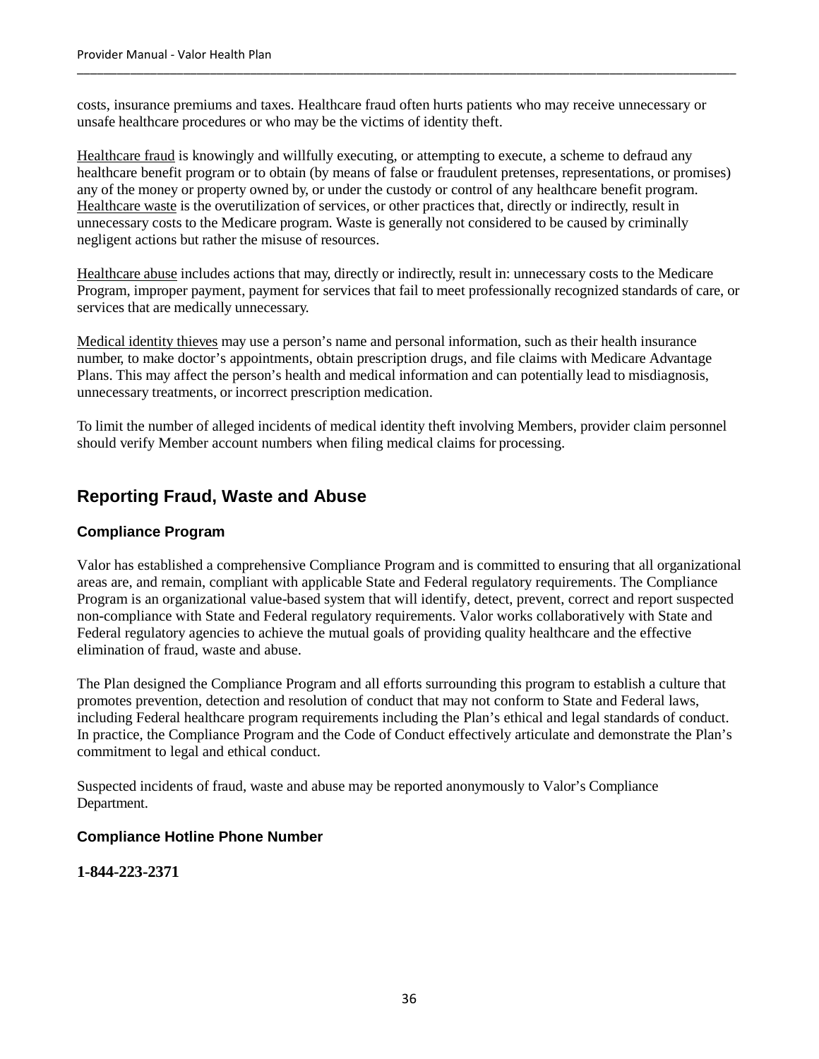costs, insurance premiums and taxes. Healthcare fraud often hurts patients who may receive unnecessary or unsafe healthcare procedures or who may be the victims of identity theft.

Healthcare fraud is knowingly and willfully executing, or attempting to execute, a scheme to defraud any healthcare benefit program or to obtain (by means of false or fraudulent pretenses, representations, or promises) any of the money or property owned by, or under the custody or control of any healthcare benefit program. Healthcare waste is the overutilization of services, or other practices that, directly or indirectly, result in unnecessary costs to the Medicare program. Waste is generally not considered to be caused by criminally negligent actions but rather the misuse of resources.

Healthcare abuse includes actions that may, directly or indirectly, result in: unnecessary costs to the Medicare Program, improper payment, payment for services that fail to meet professionally recognized standards of care, or services that are medically unnecessary.

Medical identity thieves may use a person's name and personal information, such as their health insurance number, to make doctor's appointments, obtain prescription drugs, and file claims with Medicare Advantage Plans. This may affect the person's health and medical information and can potentially lead to misdiagnosis, unnecessary treatments, or incorrect prescription medication.

To limit the number of alleged incidents of medical identity theft involving Members, provider claim personnel should verify Member account numbers when filing medical claims for processing.

## Reporting Fraud, Waste and Abuse

### Compliance Program

Valor has established a comprehensive Compliance Program and is committed to ensuring that all organizational areas are, and remain, compliant with applicable State and Federal regulatory requirements. The Compliance Program is an organizational value-based system that will identify, detect, prevent, correct and report suspected non-compliance with State and Federal regulatory requirements. Valor works collaboratively with State and Federal regulatory agencies to achieve the mutual goals of providing quality healthcare and the effective elimination of fraud, waste and abuse.

The Plan designed the Compliance Program and all efforts surrounding this program to establish a culture that promotes prevention, detection and resolution of conduct that may not conform to State and Federal laws, including Federal healthcare program requirements including the Plan's ethical and legal standards of conduct. In practice, the Compliance Program and the Code of Conduct effectively articulate and demonstrate the Plan's commitment to legal and ethical conduct.

Suspected incidents of fraud, waste and abuse may be reported anonymously to Valor's Compliance Department.

### Compliance Hotline Phone Number

**1-844-223-2371**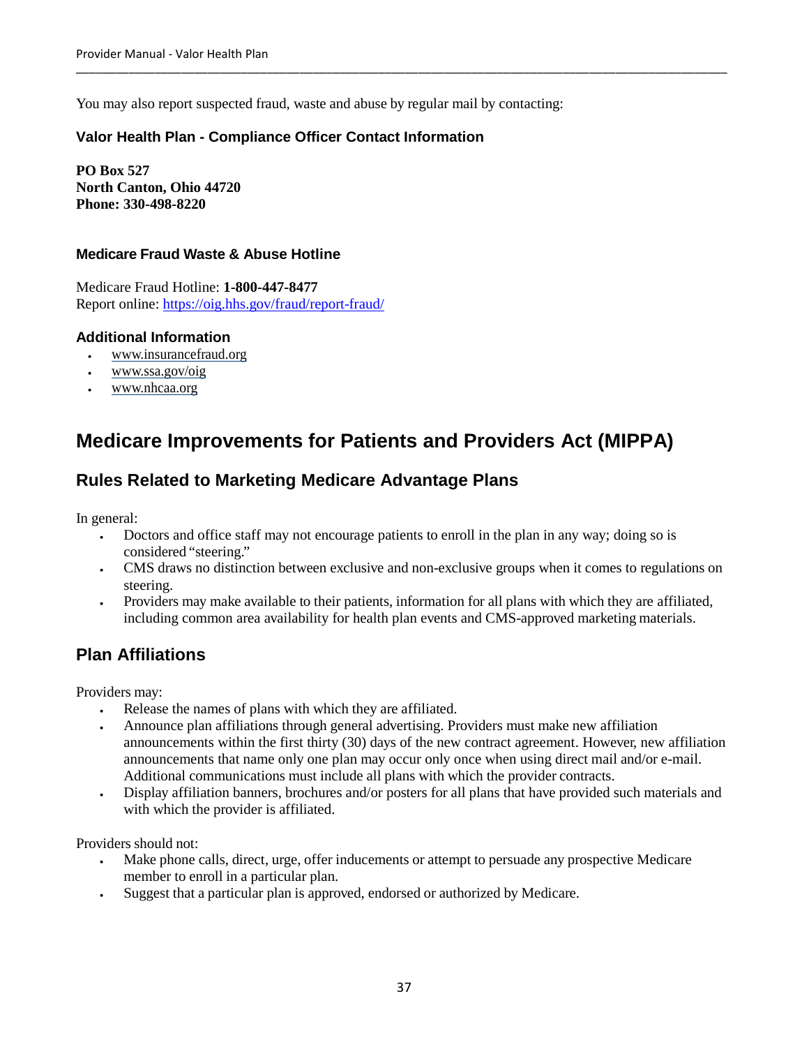You may also report suspected fraud, waste and abuse by regular mail by contacting:

### Valor Health Plan - Compliance Officer Contact Information

**PO Box 527**
**North Canton, Ohio 44720**
**Phone: 330-498-8220**

### Medicare Fraud Waste & Abuse Hotline

Medicare Fraud Hotline: **1-800-447-8477**
Report online: https://oig.hhs.gov/fraud/report-fraud/

### Additional Information

- www.insurancefraud.org
- www.ssa.gov/oig
- www.nhcaa.org

# Medicare Improvements for Patients and Providers Act (MIPPA)

## Rules Related to Marketing Medicare Advantage Plans

In general:

- Doctors and office staff may not encourage patients to enroll in the plan in any way; doing so is considered "steering."
- CMS draws no distinction between exclusive and non-exclusive groups when it comes to regulations on steering.
- Providers may make available to their patients, information for all plans with which they are affiliated, including common area availability for health plan events and CMS-approved marketing materials.

## Plan Affiliations

Providers may:

- Release the names of plans with which they are affiliated.
- Announce plan affiliations through general advertising. Providers must make new affiliation announcements within the first thirty (30) days of the new contract agreement. However, new affiliation announcements that name only one plan may occur only once when using direct mail and/or e-mail. Additional communications must include all plans with which the provider contracts.
- Display affiliation banners, brochures and/or posters for all plans that have provided such materials and with which the provider is affiliated.

Providers should not:

- Make phone calls, direct, urge, offer inducements or attempt to persuade any prospective Medicare member to enroll in a particular plan.
- Suggest that a particular plan is approved, endorsed or authorized by Medicare.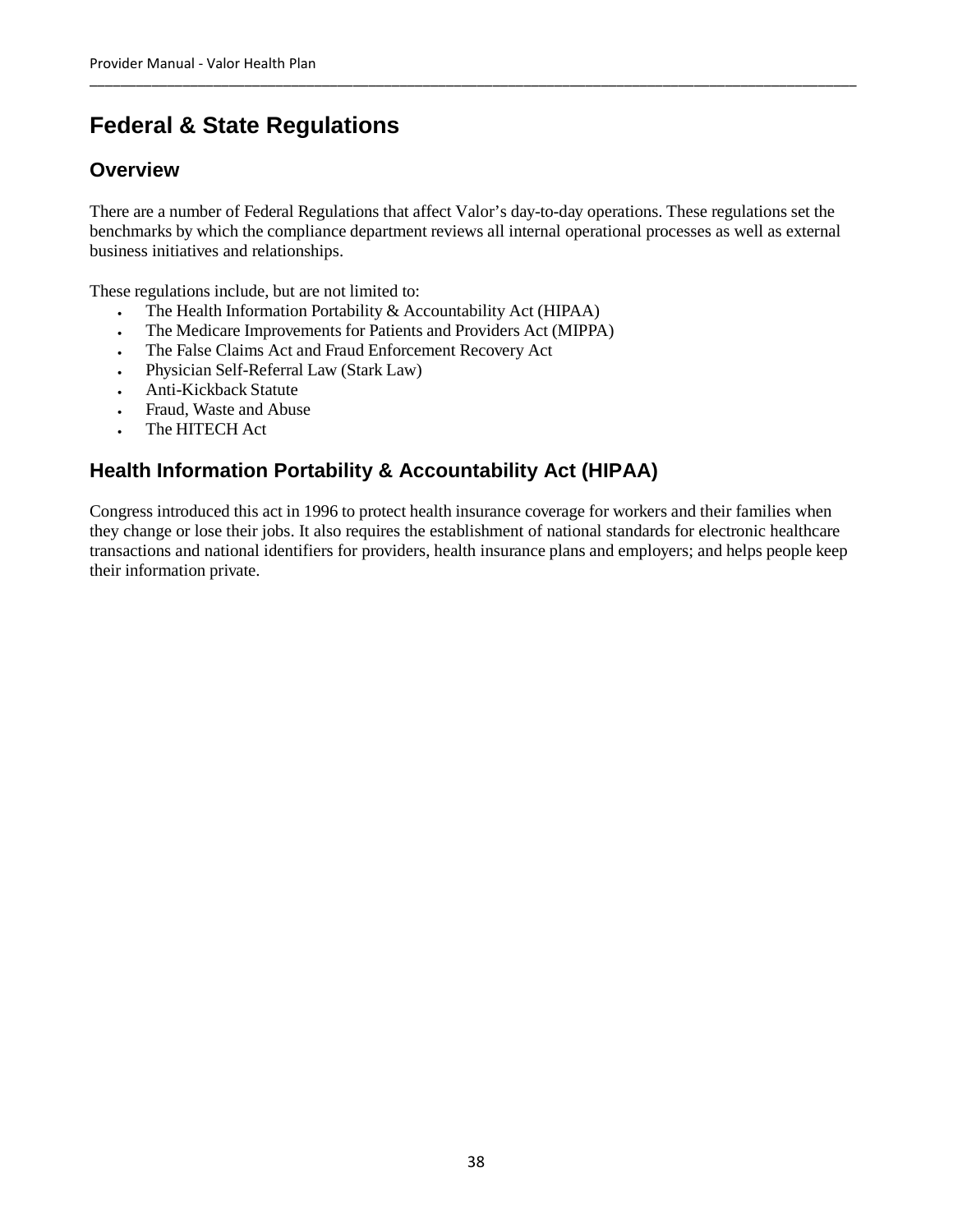# Federal & State Regulations

## Overview

There are a number of Federal Regulations that affect Valor's day-to-day operations. These regulations set the benchmarks by which the compliance department reviews all internal operational processes as well as external business initiatives and relationships.

These regulations include, but are not limited to:

- The Health Information Portability & Accountability Act (HIPAA)
- The Medicare Improvements for Patients and Providers Act (MIPPA)
- The False Claims Act and Fraud Enforcement Recovery Act
- Physician Self-Referral Law (Stark Law)
- Anti-Kickback Statute
- Fraud, Waste and Abuse
- The HITECH Act

## Health Information Portability & Accountability Act (HIPAA)

Congress introduced this act in 1996 to protect health insurance coverage for workers and their families when they change or lose their jobs. It also requires the establishment of national standards for electronic healthcare transactions and national identifiers for providers, health insurance plans and employers; and helps people keep their information private.